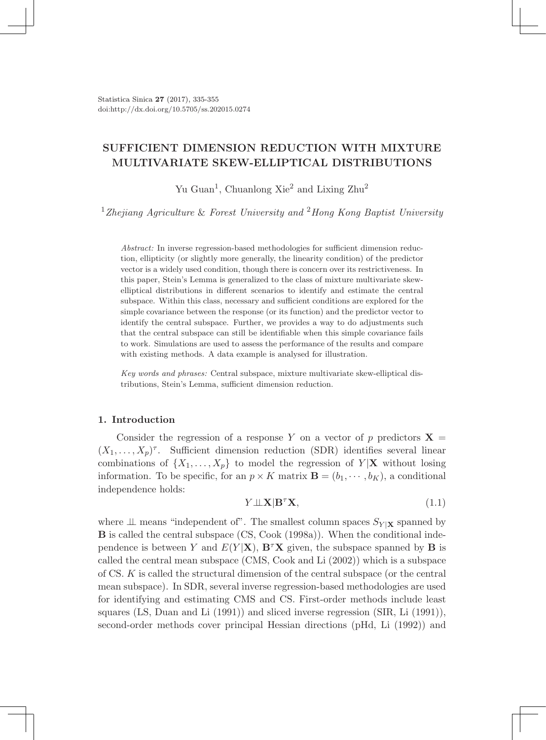Statistica Sinica **27** (2017), 335-355
doi:http://dx.doi.org/10.5705/ss.202015.0274

# SUFFICIENT DIMENSION REDUCTION WITH MIXTURE MULTIVARIATE SKEW-ELLIPTICAL DISTRIBUTIONS

Yu Guan[1], Chuanlong Xie[2] and Lixing Zhu[2]

[1]*Zhejiang Agriculture & Forest University and* [2]*Hong Kong Baptist University*

*Abstract:* In inverse regression-based methodologies for sufficient dimension reduction, ellipticity (or slightly more generally, the linearity condition) of the predictor vector is a widely used condition, though there is concern over its restrictiveness. In this paper, Stein's Lemma is generalized to the class of mixture multivariate skew-elliptical distributions in different scenarios to identify and estimate the central subspace. Within this class, necessary and sufficient conditions are explored for the simple covariance between the response (or its function) and the predictor vector to identify the central subspace. Further, we provides a way to do adjustments such that the central subspace can still be identifiable when this simple covariance fails to work. Simulations are used to assess the performance of the results and compare with existing methods. A data example is analysed for illustration.

*Key words and phrases:* Central subspace, mixture multivariate skew-elliptical distributions, Stein's Lemma, sufficient dimension reduction.

## 1. Introduction

Consider the regression of a response $Y$ on a vector of $p$ predictors $\mathbf{X} = (X_1, \ldots, X_p)^\tau$. Sufficient dimension reduction (SDR) identifies several linear combinations of $\{X_1, \ldots, X_p\}$ to model the regression of $Y|\mathbf{X}$ without losing information. To be specific, for an $p \times K$ matrix $\mathbf{B} = (b_1, \cdots, b_K)$, a conditional independence holds:

$$Y \perp\!\!\!\perp \mathbf{X} | \mathbf{B}^\tau \mathbf{X}, \tag{1.1}$$

where $\perp\!\!\!\perp$ means "independent of". The smallest column spaces $S_{Y|\mathbf{X}}$ spanned by $\mathbf{B}$ is called the central subspace (CS, Cook (1998a)). When the conditional independence is between $Y$ and $E(Y|\mathbf{X})$, $\mathbf{B}^\tau \mathbf{X}$ given, the subspace spanned by $\mathbf{B}$ is called the central mean subspace (CMS, Cook and Li (2002)) which is a subspace of CS. $K$ is called the structural dimension of the central subspace (or the central mean subspace). In SDR, several inverse regression-based methodologies are used for identifying and estimating CMS and CS. First-order methods include least squares (LS, Duan and Li (1991)) and sliced inverse regression (SIR, Li (1991)), second-order methods cover principal Hessian directions (pHd, Li (1992)) and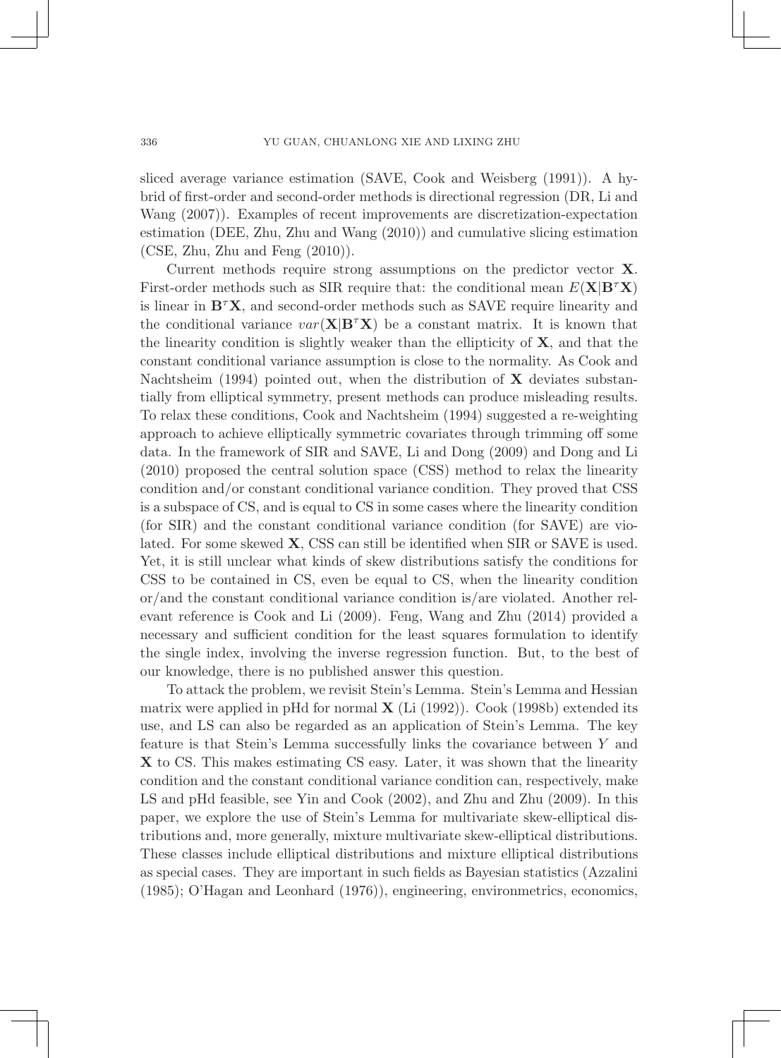sliced average variance estimation (SAVE, Cook and Weisberg (1991)). A hybrid of first-order and second-order methods is directional regression (DR, Li and Wang (2007)). Examples of recent improvements are discretization-expectation estimation (DEE, Zhu, Zhu and Wang (2010)) and cumulative slicing estimation (CSE, Zhu, Zhu and Feng (2010)).

Current methods require strong assumptions on the predictor vector $\mathbf{X}$. First-order methods such as SIR require that: the conditional mean $E(\mathbf{X}|\mathbf{B}^{\tau}\mathbf{X})$ is linear in $\mathbf{B}^{\tau}\mathbf{X}$, and second-order methods such as SAVE require linearity and the conditional variance $var(\mathbf{X}|\mathbf{B}^{\tau}\mathbf{X})$ be a constant matrix. It is known that the linearity condition is slightly weaker than the ellipticity of $\mathbf{X}$, and that the constant conditional variance assumption is close to the normality. As Cook and Nachtsheim (1994) pointed out, when the distribution of $\mathbf{X}$ deviates substantially from elliptical symmetry, present methods can produce misleading results. To relax these conditions, Cook and Nachtsheim (1994) suggested a re-weighting approach to achieve elliptically symmetric covariates through trimming off some data. In the framework of SIR and SAVE, Li and Dong (2009) and Dong and Li (2010) proposed the central solution space (CSS) method to relax the linearity condition and/or constant conditional variance condition. They proved that CSS is a subspace of CS, and is equal to CS in some cases where the linearity condition (for SIR) and the constant conditional variance condition (for SAVE) are violated. For some skewed $\mathbf{X}$, CSS can still be identified when SIR or SAVE is used. Yet, it is still unclear what kinds of skew distributions satisfy the conditions for CSS to be contained in CS, even be equal to CS, when the linearity condition or/and the constant conditional variance condition is/are violated. Another relevant reference is Cook and Li (2009). Feng, Wang and Zhu (2014) provided a necessary and sufficient condition for the least squares formulation to identify the single index, involving the inverse regression function. But, to the best of our knowledge, there is no published answer this question.

To attack the problem, we revisit Stein's Lemma. Stein's Lemma and Hessian matrix were applied in pHd for normal $\mathbf{X}$ (Li (1992)). Cook (1998b) extended its use, and LS can also be regarded as an application of Stein's Lemma. The key feature is that Stein's Lemma successfully links the covariance between $Y$ and $\mathbf{X}$ to CS. This makes estimating CS easy. Later, it was shown that the linearity condition and the constant conditional variance condition can, respectively, make LS and pHd feasible, see Yin and Cook (2002), and Zhu and Zhu (2009). In this paper, we explore the use of Stein's Lemma for multivariate skew-elliptical distributions and, more generally, mixture multivariate skew-elliptical distributions. These classes include elliptical distributions and mixture elliptical distributions as special cases. They are important in such fields as Bayesian statistics (Azzalini (1985); O'Hagan and Leonhard (1976)), engineering, environmetrics, economics,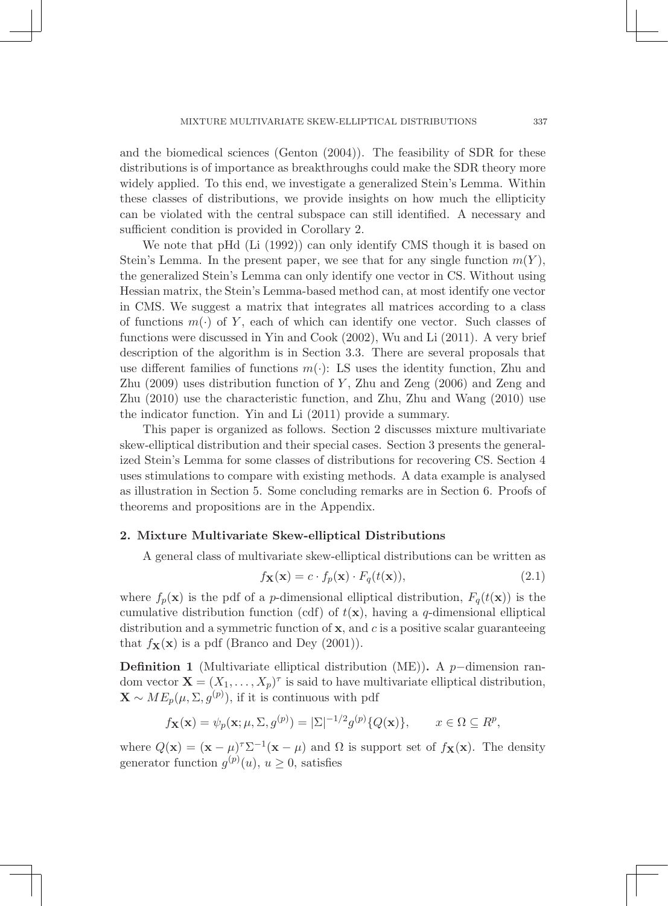and the biomedical sciences (Genton (2004)). The feasibility of SDR for these distributions is of importance as breakthroughs could make the SDR theory more widely applied. To this end, we investigate a generalized Stein's Lemma. Within these classes of distributions, we provide insights on how much the ellipticity can be violated with the central subspace can still identified. A necessary and sufficient condition is provided in Corollary 2.

We note that pHd (Li (1992)) can only identify CMS though it is based on Stein's Lemma. In the present paper, we see that for any single function $m(Y)$, the generalized Stein's Lemma can only identify one vector in CS. Without using Hessian matrix, the Stein's Lemma-based method can, at most identify one vector in CMS. We suggest a matrix that integrates all matrices according to a class of functions $m(\cdot)$ of $Y$, each of which can identify one vector. Such classes of functions were discussed in Yin and Cook (2002), Wu and Li (2011). A very brief description of the algorithm is in Section 3.3. There are several proposals that use different families of functions $m(\cdot)$: LS uses the identity function, Zhu and Zhu (2009) uses distribution function of $Y$, Zhu and Zeng (2006) and Zeng and Zhu (2010) use the characteristic function, and Zhu, Zhu and Wang (2010) use the indicator function. Yin and Li (2011) provide a summary.

This paper is organized as follows. Section 2 discusses mixture multivariate skew-elliptical distribution and their special cases. Section 3 presents the generalized Stein's Lemma for some classes of distributions for recovering CS. Section 4 uses stimulations to compare with existing methods. A data example is analysed as illustration in Section 5. Some concluding remarks are in Section 6. Proofs of theorems and propositions are in the Appendix.

## 2. Mixture Multivariate Skew-elliptical Distributions

A general class of multivariate skew-elliptical distributions can be written as

$$f_{\mathbf{X}}(\mathbf{x}) = c \cdot f_p(\mathbf{x}) \cdot F_q(t(\mathbf{x})), \tag{2.1}$$

where $f_p(\mathbf{x})$ is the pdf of a $p$-dimensional elliptical distribution, $F_q(t(\mathbf{x}))$ is the cumulative distribution function (cdf) of $t(\mathbf{x})$, having a $q$-dimensional elliptical distribution and a symmetric function of $\mathbf{x}$, and $c$ is a positive scalar guaranteeing that $f_{\mathbf{X}}(\mathbf{x})$ is a pdf (Branco and Dey (2001)).

**Definition 1** (Multivariate elliptical distribution (ME))**.** A $p-$dimension random vector $\mathbf{X} = (X_1, \ldots, X_p)^\tau$ is said to have multivariate elliptical distribution, $\mathbf{X} \sim ME_p(\mu, \Sigma, g^{(p)})$, if it is continuous with pdf

$$f_{\mathbf{X}}(\mathbf{x}) = \psi_p(\mathbf{x}; \mu, \Sigma, g^{(p)}) = |\Sigma|^{-1/2} g^{(p)}\{Q(\mathbf{x})\}, \qquad x \in \Omega \subseteq R^p,$$

where $Q(\mathbf{x}) = (\mathbf{x} - \mu)^\tau \Sigma^{-1}(\mathbf{x} - \mu)$ and $\Omega$ is support set of $f_{\mathbf{X}}(\mathbf{x})$. The density generator function $g^{(p)}(u)$, $u \geq 0$, satisfies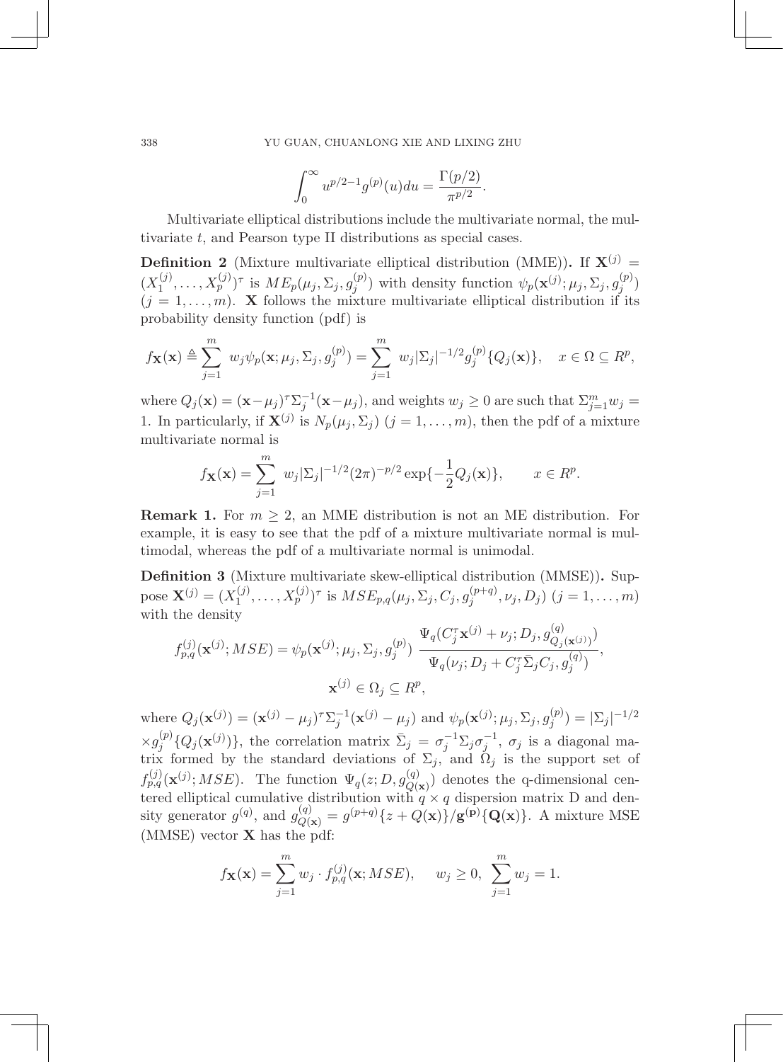$$\int_0^\infty u^{p/2-1} g^{(p)}(u) du = \frac{\Gamma(p/2)}{\pi^{p/2}}.$$

Multivariate elliptical distributions include the multivariate normal, the multivariate $t$, and Pearson type II distributions as special cases.

**Definition 2** (Mixture multivariate elliptical distribution (MME))**.** If $\mathbf{X}^{(j)} = (X_1^{(j)}, \ldots, X_p^{(j)})^\tau$ is $ME_p(\mu_j, \Sigma_j, g_j^{(p)})$ with density function $\psi_p(\mathbf{x}^{(j)}; \mu_j, \Sigma_j, g_j^{(p)})$ $(j = 1, \ldots, m)$. $\mathbf{X}$ follows the mixture multivariate elliptical distribution if its probability density function (pdf) is

$$f_{\mathbf{X}}(\mathbf{x}) \triangleq \sum_{j=1}^{m} w_j \psi_p(\mathbf{x}; \mu_j, \Sigma_j, g_j^{(p)}) = \sum_{j=1}^{m} w_j |\Sigma_j|^{-1/2} g_j^{(p)}\{Q_j(\mathbf{x})\}, \quad x \in \Omega \subseteq R^p,$$

where $Q_j(\mathbf{x}) = (\mathbf{x} - \mu_j)^\tau \Sigma_j^{-1} (\mathbf{x} - \mu_j)$, and weights $w_j \geq 0$ are such that $\Sigma_{j=1}^m w_j = 1$. In particularly, if $\mathbf{X}^{(j)}$ is $N_p(\mu_j, \Sigma_j)$ $(j = 1, \ldots, m)$, then the pdf of a mixture multivariate normal is

$$f_{\mathbf{X}}(\mathbf{x}) = \sum_{j=1}^{m} w_j |\Sigma_j|^{-1/2} (2\pi)^{-p/2} \exp\{-\frac{1}{2} Q_j(\mathbf{x})\}, \qquad x \in R^p.$$

**Remark 1.** For $m \geq 2$, an MME distribution is not an ME distribution. For example, it is easy to see that the pdf of a mixture multivariate normal is multimodal, whereas the pdf of a multivariate normal is unimodal.

**Definition 3** (Mixture multivariate skew-elliptical distribution (MMSE))**.** Suppose $\mathbf{X}^{(j)} = (X_1^{(j)}, \ldots, X_p^{(j)})^\tau$ is $MSE_{p,q}(\mu_j, \Sigma_j, C_j, g_j^{(p+q)}, \nu_j, D_j)$ $(j = 1, \ldots, m)$ with the density

$$f_{p,q}^{(j)}(\mathbf{x}^{(j)}; MSE) = \psi_p(\mathbf{x}^{(j)}; \mu_j, \Sigma_j, g_j^{(p)}) \frac{\Psi_q(C_j^\tau \mathbf{x}^{(j)} + \nu_j; D_j, g^{(q)}_{Q_j(\mathbf{x}^{(j)})})}{\Psi_q(\nu_j; D_j + C_j^\tau \bar{\Sigma}_j C_j, g_j^{(q)})},$$
$$\mathbf{x}^{(j)} \in \Omega_j \subseteq R^p,$$

where $Q_j(\mathbf{x}^{(j)}) = (\mathbf{x}^{(j)} - \mu_j)^\tau \Sigma_j^{-1} (\mathbf{x}^{(j)} - \mu_j)$ and $\psi_p(\mathbf{x}^{(j)}; \mu_j, \Sigma_j, g_j^{(p)}) = |\Sigma_j|^{-1/2} \times g_j^{(p)}\{Q_j(\mathbf{x}^{(j)})\}$, the correlation matrix $\bar{\Sigma}_j = \sigma_j^{-1} \Sigma_j \sigma_j^{-1}$, $\sigma_j$ is a diagonal matrix formed by the standard deviations of $\Sigma_j$, and $\Omega_j$ is the support set of $f_{p,q}^{(j)}(\mathbf{x}^{(j)}; MSE)$. The function $\Psi_q(z; D, g^{(q)}_{Q(\mathbf{x})})$ denotes the q-dimensional centered elliptical cumulative distribution with $q \times q$ dispersion matrix D and density generator $g^{(q)}$, and $g^{(q)}_{Q(\mathbf{x})} = g^{(p+q)}\{z + Q(\mathbf{x})\} / \mathbf{g}^{(\mathbf{p})}\{\mathbf{Q}(\mathbf{x})\}$. A mixture MSE (MMSE) vector $\mathbf{X}$ has the pdf:

$$f_{\mathbf{X}}(\mathbf{x}) = \sum_{j=1}^{m} w_j \cdot f_{p,q}^{(j)}(\mathbf{x}; MSE), \quad w_j \geq 0, \ \sum_{j=1}^{m} w_j = 1.$$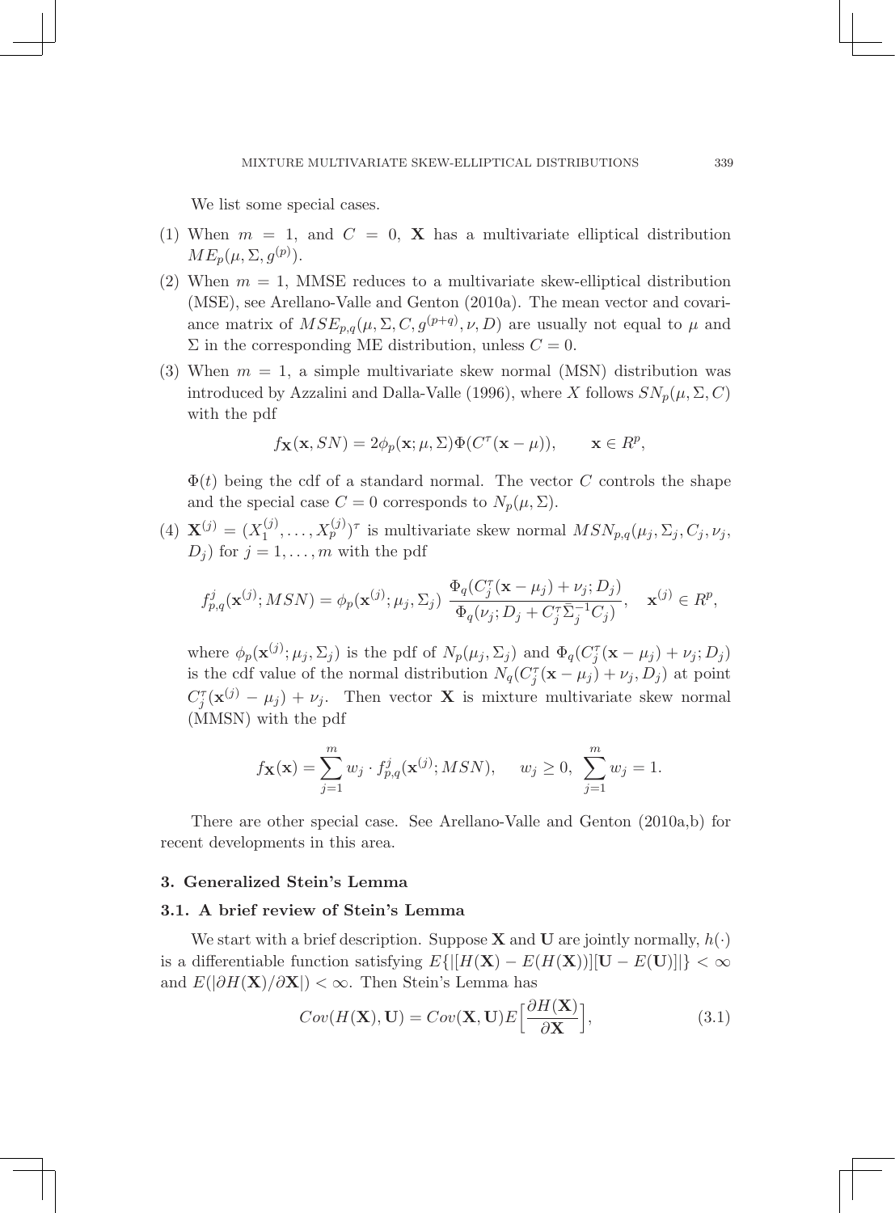We list some special cases.

(1) When $m = 1$, and $C = 0$, $\mathbf{X}$ has a multivariate elliptical distribution $ME_p(\mu, \Sigma, g^{(p)})$.

(2) When $m = 1$, MMSE reduces to a multivariate skew-elliptical distribution (MSE), see Arellano-Valle and Genton (2010a). The mean vector and covariance matrix of $MSE_{p,q}(\mu, \Sigma, C, g^{(p+q)}, \nu, D)$ are usually not equal to $\mu$ and $\Sigma$ in the corresponding ME distribution, unless $C = 0$.

(3) When $m = 1$, a simple multivariate skew normal (MSN) distribution was introduced by Azzalini and Dalla-Valle (1996), where $X$ follows $SN_p(\mu, \Sigma, C)$ with the pdf

$$f_{\mathbf{X}}(\mathbf{x}, SN) = 2\phi_p(\mathbf{x}; \mu, \Sigma)\Phi(C^\tau(\mathbf{x} - \mu)), \qquad \mathbf{x} \in R^p,$$

$\Phi(t)$ being the cdf of a standard normal. The vector $C$ controls the shape and the special case $C = 0$ corresponds to $N_p(\mu, \Sigma)$.

(4) $\mathbf{X}^{(j)} = (X_1^{(j)}, \ldots, X_p^{(j)})^\tau$ is multivariate skew normal $MSN_{p,q}(\mu_j, \Sigma_j, C_j, \nu_j, D_j)$ for $j = 1, \ldots, m$ with the pdf

$$f_{p,q}^j(\mathbf{x}^{(j)}; MSN) = \phi_p(\mathbf{x}^{(j)}; \mu_j, \Sigma_j)\ \frac{\Phi_q(C_j^\tau(\mathbf{x} - \mu_j) + \nu_j; D_j)}{\Phi_q(\nu_j; D_j + C_j^\tau \bar{\Sigma}_j^{-1} C_j)}, \quad \mathbf{x}^{(j)} \in R^p,$$

where $\phi_p(\mathbf{x}^{(j)}; \mu_j, \Sigma_j)$ is the pdf of $N_p(\mu_j, \Sigma_j)$ and $\Phi_q(C_j^\tau(\mathbf{x} - \mu_j) + \nu_j; D_j)$ is the cdf value of the normal distribution $N_q(C_j^\tau(\mathbf{x} - \mu_j) + \nu_j, D_j)$ at point $C_j^\tau(\mathbf{x}^{(j)} - \mu_j) + \nu_j$. Then vector $\mathbf{X}$ is mixture multivariate skew normal (MMSN) with the pdf

$$f_{\mathbf{X}}(\mathbf{x}) = \sum_{j=1}^m w_j \cdot f_{p,q}^j(\mathbf{x}^{(j)}; MSN), \quad w_j \geq 0, \ \sum_{j=1}^m w_j = 1.$$

There are other special case. See Arellano-Valle and Genton (2010a,b) for recent developments in this area.

## 3. Generalized Stein's Lemma

### 3.1. A brief review of Stein's Lemma

We start with a brief description. Suppose $\mathbf{X}$ and $\mathbf{U}$ are jointly normally, $h(\cdot)$ is a differentiable function satisfying $E\{|[H(\mathbf{X}) - E(H(\mathbf{X}))][\mathbf{U} - E(\mathbf{U})]|\} < \infty$ and $E(|\partial H(\mathbf{X})/\partial \mathbf{X}|) < \infty$. Then Stein's Lemma has

$$Cov(H(\mathbf{X}), \mathbf{U}) = Cov(\mathbf{X}, \mathbf{U})E\Big[\frac{\partial H(\mathbf{X})}{\partial \mathbf{X}}\Big], \tag{3.1}$$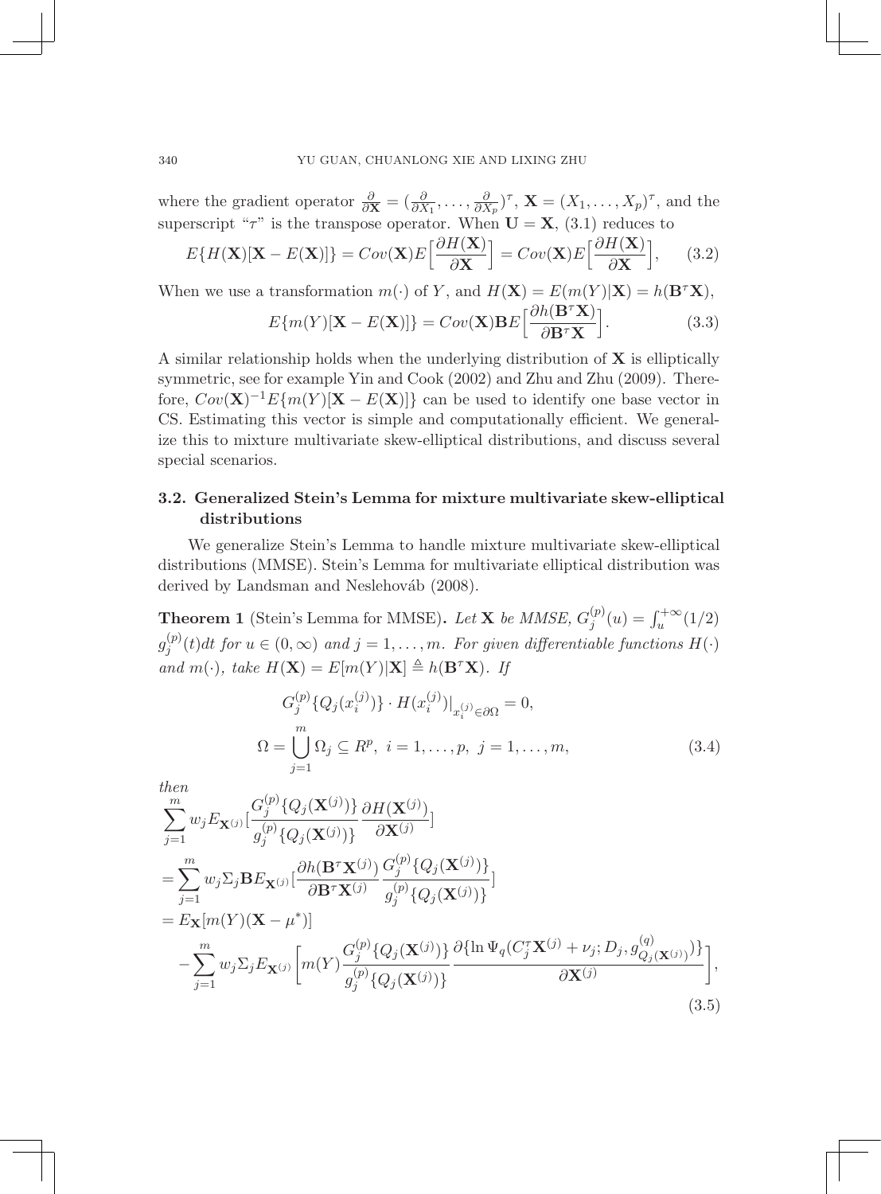where the gradient operator $\frac{\partial}{\partial \mathbf{X}} = (\frac{\partial}{\partial X_1}, \ldots, \frac{\partial}{\partial X_p})^\tau$, $\mathbf{X} = (X_1, \ldots, X_p)^\tau$, and the superscript "$\tau$" is the transpose operator. When $\mathbf{U} = \mathbf{X}$, (3.1) reduces to

$$E\{H(\mathbf{X})[\mathbf{X} - E(\mathbf{X})]\} = Cov(\mathbf{X})E\Big[\frac{\partial H(\mathbf{X})}{\partial \mathbf{X}}\Big] = Cov(\mathbf{X})E\Big[\frac{\partial H(\mathbf{X})}{\partial \mathbf{X}}\Big], \qquad (3.2)$$

When we use a transformation $m(\cdot)$ of $Y$, and $H(\mathbf{X}) = E(m(Y)|\mathbf{X}) = h(\mathbf{B}^\tau \mathbf{X})$,

$$E\{m(Y)[\mathbf{X} - E(\mathbf{X})]\} = Cov(\mathbf{X})\mathbf{B}E\Big[\frac{\partial h(\mathbf{B}^\tau \mathbf{X})}{\partial \mathbf{B}^\tau \mathbf{X}}\Big]. \qquad (3.3)$$

A similar relationship holds when the underlying distribution of $\mathbf{X}$ is elliptically symmetric, see for example Yin and Cook (2002) and Zhu and Zhu (2009). Therefore, $Cov(\mathbf{X})^{-1}E\{m(Y)[\mathbf{X} - E(\mathbf{X})]\}$ can be used to identify one base vector in CS. Estimating this vector is simple and computationally efficient. We generalize this to mixture multivariate skew-elliptical distributions, and discuss several special scenarios.

### 3.2. Generalized Stein's Lemma for mixture multivariate skew-elliptical distributions

We generalize Stein's Lemma to handle mixture multivariate skew-elliptical distributions (MMSE). Stein's Lemma for multivariate elliptical distribution was derived by Landsman and Neslehováb (2008).

**Theorem 1** (Stein's Lemma for MMSE)**.** *Let $\mathbf{X}$ be MMSE, $G_j^{(p)}(u) = \int_u^{+\infty}(1/2)$ $g_j^{(p)}(t)dt$ for $u \in (0, \infty)$ and $j = 1, \ldots, m$. For given differentiable functions $H(\cdot)$ and $m(\cdot)$, take $H(\mathbf{X}) = E[m(Y)|\mathbf{X}] \triangleq h(\mathbf{B}^\tau \mathbf{X})$. If*

$$G_j^{(p)}\{Q_j(x_i^{(j)})\} \cdot H(x_i^{(j)})\big|_{x_i^{(j)} \in \partial\Omega} = 0,$$
$$\Omega = \bigcup_{j=1}^{m} \Omega_j \subseteq R^p,\ i = 1, \ldots, p,\ j = 1, \ldots, m, \qquad (3.4)$$

*then*

$$\begin{aligned}
&\sum_{j=1}^{m} w_j E_{\mathbf{X}^{(j)}}\Big[\frac{G_j^{(p)}\{Q_j(\mathbf{X}^{(j)})\}}{g_j^{(p)}\{Q_j(\mathbf{X}^{(j)})\}}\frac{\partial H(\mathbf{X}^{(j)})}{\partial \mathbf{X}^{(j)}}\Big] \\
&= \sum_{j=1}^{m} w_j \Sigma_j \mathbf{B} E_{\mathbf{X}^{(j)}}\Big[\frac{\partial h(\mathbf{B}^\tau \mathbf{X}^{(j)})}{\partial \mathbf{B}^\tau \mathbf{X}^{(j)}}\frac{G_j^{(p)}\{Q_j(\mathbf{X}^{(j)})\}}{g_j^{(p)}\{Q_j(\mathbf{X}^{(j)})\}}\Big] \\
&= E_{\mathbf{X}}[m(Y)(\mathbf{X} - \mu^*)] \\
&\quad - \sum_{j=1}^{m} w_j \Sigma_j E_{\mathbf{X}^{(j)}}\Big[m(Y)\frac{G_j^{(p)}\{Q_j(\mathbf{X}^{(j)})\}}{g_j^{(p)}\{Q_j(\mathbf{X}^{(j)})\}}\frac{\partial\{\ln \Psi_q(C_j^\tau \mathbf{X}^{(j)} + \nu_j; D_j, g_{Q_j(\mathbf{X}^{(j)})}^{(q)})\}}{\partial \mathbf{X}^{(j)}}\Big],
\end{aligned} \qquad (3.5)$$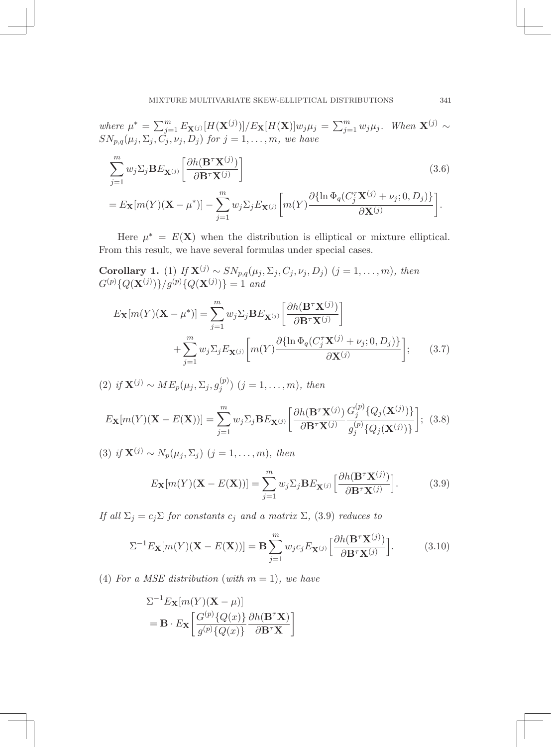*where* $\mu^* = \sum_{j=1}^m E_{\mathbf{X}^{(j)}}[H(\mathbf{X}^{(j)})]/E_{\mathbf{X}}[H(\mathbf{X})]w_j\mu_j = \sum_{j=1}^m w_j\mu_j$. *When* $\mathbf{X}^{(j)} \sim SN_{p,q}(\mu_j, \Sigma_j, C_j, \nu_j, D_j)$ *for* $j = 1, \ldots, m$, *we have*

$$
\begin{aligned}
&\sum_{j=1}^m w_j \Sigma_j \mathbf{B} E_{\mathbf{X}^{(j)}}\left[\frac{\partial h(\mathbf{B}^\tau \mathbf{X}^{(j)})}{\partial \mathbf{B}^\tau \mathbf{X}^{(j)}}\right] \qquad (3.6)\\
&= E_{\mathbf{X}}[m(Y)(\mathbf{X}-\mu^*)] - \sum_{j=1}^m w_j \Sigma_j E_{\mathbf{X}^{(j)}}\left[m(Y)\frac{\partial\{\ln \Phi_q(C_j^\tau \mathbf{X}^{(j)} + \nu_j; 0, D_j)\}}{\partial \mathbf{X}^{(j)}}\right].
\end{aligned}
$$

Here $\mu^* = E(\mathbf{X})$ when the distribution is elliptical or mixture elliptical. From this result, we have several formulas under special cases.

**Corollary 1.** (1) *If* $\mathbf{X}^{(j)} \sim SN_{p,q}(\mu_j, \Sigma_j, C_j, \nu_j, D_j)$ $(j = 1, \ldots, m)$, *then* $G^{(p)}\{Q(\mathbf{X}^{(j)})\}/g^{(p)}\{Q(\mathbf{X}^{(j)})\} = 1$ *and*

$$
\begin{aligned}
E_{\mathbf{X}}[m(Y)(\mathbf{X}-\mu^*)] &= \sum_{j=1}^m w_j \Sigma_j \mathbf{B} E_{\mathbf{X}^{(j)}}\left[\frac{\partial h(\mathbf{B}^\tau \mathbf{X}^{(j)})}{\partial \mathbf{B}^\tau \mathbf{X}^{(j)}}\right] \\
&\quad + \sum_{j=1}^m w_j \Sigma_j E_{\mathbf{X}^{(j)}}\left[m(Y)\frac{\partial\{\ln \Phi_q(C_j^\tau \mathbf{X}^{(j)} + \nu_j; 0, D_j)\}}{\partial \mathbf{X}^{(j)}}\right]; \qquad (3.7)
\end{aligned}
$$

(2) *if* $\mathbf{X}^{(j)} \sim ME_p(\mu_j, \Sigma_j, g_j^{(p)})$ $(j = 1, \ldots, m)$, *then*

$$
E_{\mathbf{X}}[m(Y)(\mathbf{X}-E(\mathbf{X}))] = \sum_{j=1}^m w_j \Sigma_j \mathbf{B} E_{\mathbf{X}^{(j)}}\left[\frac{\partial h(\mathbf{B}^\tau \mathbf{X}^{(j)})}{\partial \mathbf{B}^\tau \mathbf{X}^{(j)}} \frac{G_j^{(p)}\{Q_j(\mathbf{X}^{(j)})\}}{g_j^{(p)}\{Q_j(\mathbf{X}^{(j)})\}}\right]; \quad (3.8)
$$

(3) *if* $\mathbf{X}^{(j)} \sim N_p(\mu_j, \Sigma_j)$ $(j = 1, \ldots, m)$, *then*

$$
E_{\mathbf{X}}[m(Y)(\mathbf{X}-E(\mathbf{X}))] = \sum_{j=1}^m w_j \Sigma_j \mathbf{B} E_{\mathbf{X}^{(j)}}\Big[\frac{\partial h(\mathbf{B}^\tau \mathbf{X}^{(j)})}{\partial \mathbf{B}^\tau \mathbf{X}^{(j)}}\Big]. \qquad (3.9)
$$

*If all* $\Sigma_j = c_j\Sigma$ *for constants* $c_j$ *and a matrix* $\Sigma$, (3.9) *reduces to*

$$
\Sigma^{-1} E_{\mathbf{X}}[m(Y)(\mathbf{X}-E(\mathbf{X}))] = \mathbf{B}\sum_{j=1}^m w_j c_j E_{\mathbf{X}^{(j)}}\Big[\frac{\partial h(\mathbf{B}^\tau \mathbf{X}^{(j)})}{\partial \mathbf{B}^\tau \mathbf{X}^{(j)}}\Big]. \qquad (3.10)
$$

(4) *For a MSE distribution* (*with* $m = 1$), *we have*

$$
\begin{aligned}
&\Sigma^{-1} E_{\mathbf{X}}[m(Y)(\mathbf{X}-\mu)] \\
&= \mathbf{B} \cdot E_{\mathbf{X}}\left[\frac{G^{(p)}\{Q(x)\}}{g^{(p)}\{Q(x)\}} \frac{\partial h(\mathbf{B}^\tau \mathbf{X})}{\partial \mathbf{B}^\tau \mathbf{X}}\right]
\end{aligned}
$$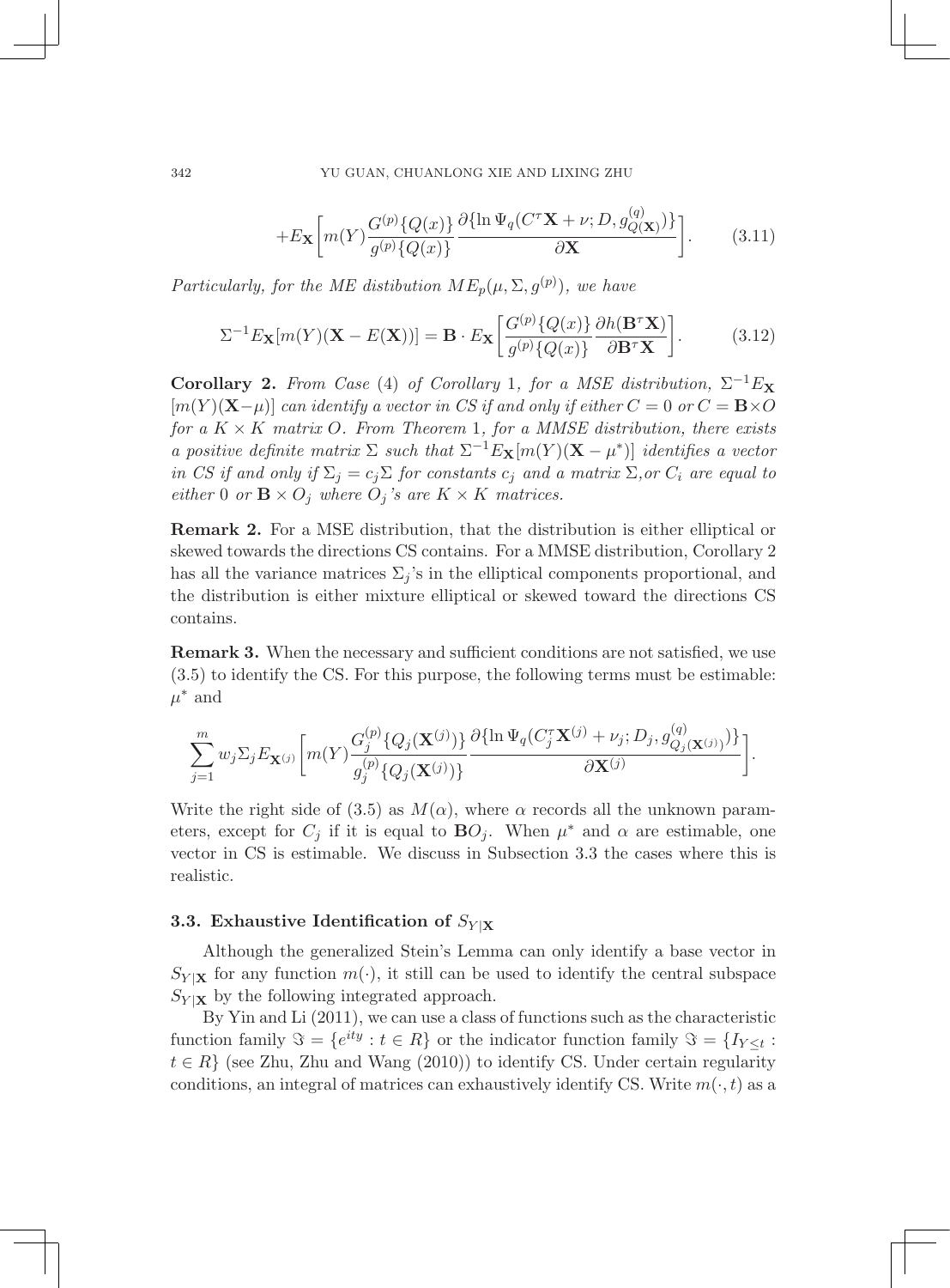$$+E_{\mathbf{X}}\left[m(Y)\frac{G^{(p)}\{Q(x)\}}{g^{(p)}\{Q(x)\}}\frac{\partial\{\ln\Psi_q(C^\tau\mathbf{X}+\nu;D,g^{(q)}_{Q(\mathbf{X})})\}}{\partial\mathbf{X}}\right]. \tag{3.11}$$

*Particularly, for the ME distibution $ME_p(\mu,\Sigma,g^{(p)})$, we have*

$$\Sigma^{-1}E_{\mathbf{X}}[m(Y)(\mathbf{X}-E(\mathbf{X}))] = \mathbf{B}\cdot E_{\mathbf{X}}\left[\frac{G^{(p)}\{Q(x)\}}{g^{(p)}\{Q(x)\}}\frac{\partial h(\mathbf{B}^\tau\mathbf{X})}{\partial\mathbf{B}^\tau\mathbf{X}}\right]. \tag{3.12}$$

**Corollary 2.** *From Case* (4) *of Corollary* 1*, for a MSE distribution, $\Sigma^{-1}E_{\mathbf{X}}[m(Y)(\mathbf{X}-\mu)]$ can identify a vector in CS if and only if either $C=0$ or $C=\mathbf{B}\times O$ for a $K\times K$ matrix $O$. From Theorem* 1*, for a MMSE distribution, there exists a positive definite matrix $\Sigma$ such that $\Sigma^{-1}E_{\mathbf{X}}[m(Y)(\mathbf{X}-\mu^*)]$ identifies a vector in CS if and only if $\Sigma_j=c_j\Sigma$ for constants $c_j$ and a matrix $\Sigma$,or $C_i$ are equal to either* 0 *or $\mathbf{B}\times O_j$ where $O_j$'s are $K\times K$ matrices.*

**Remark 2.** For a MSE distribution, that the distribution is either elliptical or skewed towards the directions CS contains. For a MMSE distribution, Corollary 2 has all the variance matrices $\Sigma_j$'s in the elliptical components proportional, and the distribution is either mixture elliptical or skewed toward the directions CS contains.

**Remark 3.** When the necessary and sufficient conditions are not satisfied, we use (3.5) to identify the CS. For this purpose, the following terms must be estimable: $\mu^*$ and

$$\sum_{j=1}^m w_j\Sigma_j E_{\mathbf{X}^{(j)}}\left[m(Y)\frac{G_j^{(p)}\{Q_j(\mathbf{X}^{(j)})\}}{g_j^{(p)}\{Q_j(\mathbf{X}^{(j)})\}}\frac{\partial\{\ln\Psi_q(C_j^\tau\mathbf{X}^{(j)}+\nu_j;D_j,g^{(q)}_{Q_j(\mathbf{X}^{(j)})})\}}{\partial\mathbf{X}^{(j)}}\right].$$

Write the right side of (3.5) as $M(\alpha)$, where $\alpha$ records all the unknown parameters, except for $C_j$ if it is equal to $\mathbf{B}O_j$. When $\mu^*$ and $\alpha$ are estimable, one vector in CS is estimable. We discuss in Subsection 3.3 the cases where this is realistic.

### 3.3. Exhaustive Identification of $S_{Y|\mathbf{X}}$

Although the generalized Stein's Lemma can only identify a base vector in $S_{Y|\mathbf{X}}$ for any function $m(\cdot)$, it still can be used to identify the central subspace $S_{Y|\mathbf{X}}$ by the following integrated approach.

By Yin and Li (2011), we can use a class of functions such as the characteristic function family $\Im=\{e^{ity}:t\in R\}$ or the indicator function family $\Im=\{I_{Y\le t}:t\in R\}$ (see Zhu, Zhu and Wang (2010)) to identify CS. Under certain regularity conditions, an integral of matrices can exhaustively identify CS. Write $m(\cdot,t)$ as a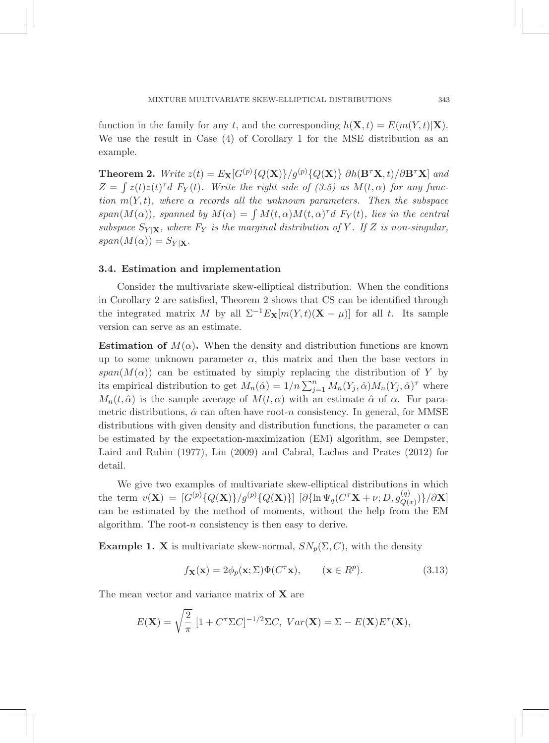function in the family for any $t$, and the corresponding $h(\mathbf{X}, t) = E(m(Y,t)|\mathbf{X})$. We use the result in Case (4) of Corollary 1 for the MSE distribution as an example.

**Theorem 2.** *Write* $z(t) = E_{\mathbf{X}}[G^{(p)}\{Q(\mathbf{X})\}/g^{(p)}\{Q(\mathbf{X})\}\ \partial h(\mathbf{B}^\tau \mathbf{X}, t)/\partial \mathbf{B}^\tau \mathbf{X}]$ *and* $Z = \int z(t) z(t)^\tau d\ F_Y(t)$. *Write the right side of (3.5) as* $M(t, \alpha)$ *for any function* $m(Y,t)$, *where* $\alpha$ *records all the unknown parameters. Then the subspace* $span(M(\alpha))$, *spanned by* $M(\alpha) = \int M(t,\alpha) M(t,\alpha)^\tau d\ F_Y(t)$, *lies in the central subspace* $S_{Y|\mathbf{X}}$, *where* $F_Y$ *is the marginal distribution of* $Y$. *If* $Z$ *is non-singular,* $span(M(\alpha)) = S_{Y|\mathbf{X}}$.

### 3.4. Estimation and implementation

Consider the multivariate skew-elliptical distribution. When the conditions in Corollary 2 are satisfied, Theorem 2 shows that CS can be identified through the integrated matrix $M$ by all $\Sigma^{-1} E_{\mathbf{X}}[m(Y,t)(\mathbf{X} - \mu)]$ for all $t$. Its sample version can serve as an estimate.

**Estimation of $M(\alpha)$.** When the density and distribution functions are known up to some unknown parameter $\alpha$, this matrix and then the base vectors in $span(M(\alpha))$ can be estimated by simply replacing the distribution of $Y$ by its empirical distribution to get $M_n(\hat{\alpha}) = 1/n \sum_{j=1}^n M_n(Y_j, \hat{\alpha}) M_n(Y_j, \hat{\alpha})^\tau$ where $M_n(t, \hat{\alpha})$ is the sample average of $M(t, \alpha)$ with an estimate $\hat{\alpha}$ of $\alpha$. For parametric distributions, $\hat{\alpha}$ can often have root-$n$ consistency. In general, for MMSE distributions with given density and distribution functions, the parameter $\alpha$ can be estimated by the expectation-maximization (EM) algorithm, see Dempster, Laird and Rubin (1977), Lin (2009) and Cabral, Lachos and Prates (2012) for detail.

We give two examples of multivariate skew-elliptical distributions in which the term $v(\mathbf{X}) = [G^{(p)}\{Q(\mathbf{X})\}/g^{(p)}\{Q(\mathbf{X})\}]\ [\partial\{\ln \Psi_q(C^\tau \mathbf{X} + \nu; D, g^{(q)}_{Q(x)})\}/\partial \mathbf{X}]$ can be estimated by the method of moments, without the help from the EM algorithm. The root-$n$ consistency is then easy to derive.

**Example 1.** $\mathbf{X}$ is multivariate skew-normal, $SN_p(\Sigma, C)$, with the density

$$f_{\mathbf{X}}(\mathbf{x}) = 2\phi_p(\mathbf{x}; \Sigma)\Phi(C^\tau \mathbf{x}), \qquad (\mathbf{x} \in R^p). \tag{3.13}$$

The mean vector and variance matrix of $\mathbf{X}$ are

$$E(\mathbf{X}) = \sqrt{\frac{2}{\pi}}\ [1 + C^\tau \Sigma C]^{-1/2} \Sigma C,\ Var(\mathbf{X}) = \Sigma - E(\mathbf{X}) E^\tau(\mathbf{X}),$$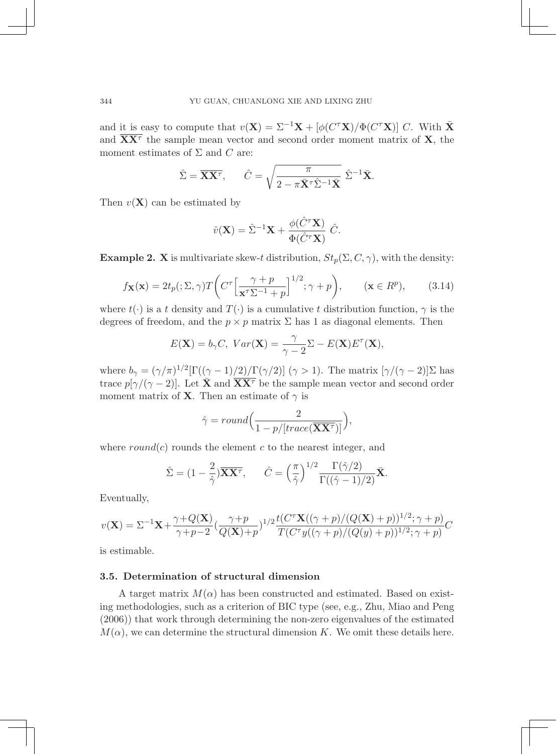and it is easy to compute that $v(\mathbf{X}) = \Sigma^{-1}\mathbf{X} + [\phi(C^\tau \mathbf{X})/\Phi(C^\tau \mathbf{X})]\ C$. With $\bar{\mathbf{X}}$ and $\overline{\mathbf{X}\mathbf{X}^\tau}$ the sample mean vector and second order moment matrix of $\mathbf{X}$, the moment estimates of $\Sigma$ and $C$ are:

$$\hat{\Sigma} = \overline{\mathbf{X}\mathbf{X}^\tau}, \qquad \hat{C} = \sqrt{\frac{\pi}{2 - \pi \bar{\mathbf{X}}^\tau \hat{\Sigma}^{-1} \bar{\mathbf{X}}}}\ \hat{\Sigma}^{-1}\bar{\mathbf{X}}.$$

Then $v(\mathbf{X})$ can be estimated by

$$\hat{v}(\mathbf{X}) = \hat{\Sigma}^{-1}\mathbf{X} + \frac{\phi(\hat{C}^\tau \mathbf{X})}{\Phi(\hat{C}^\tau \mathbf{X})}\ \hat{C}.$$

**Example 2.** $\mathbf{X}$ is multivariate skew-$t$ distribution, $St_p(\Sigma, C, \gamma)$, with the density:

$$f_{\mathbf{X}}(\mathbf{x}) = 2t_p(;\Sigma,\gamma) T\bigg(C^\tau \Big[\frac{\gamma + p}{\mathbf{x}^\tau \Sigma^{-1} + p}\Big]^{1/2}; \gamma + p\bigg), \qquad (\mathbf{x} \in R^p), \tag{3.14}$$

where $t(\cdot)$ is a $t$ density and $T(\cdot)$ is a cumulative $t$ distribution function, $\gamma$ is the degrees of freedom, and the $p \times p$ matrix $\Sigma$ has 1 as diagonal elements. Then

$$E(\mathbf{X}) = b_\gamma C,\ Var(\mathbf{X}) = \frac{\gamma}{\gamma - 2}\Sigma - E(\mathbf{X})E^\tau(\mathbf{X}),$$

where $b_\gamma = (\gamma/\pi)^{1/2}[\Gamma((\gamma-1)/2)/\Gamma(\gamma/2)]$ $(\gamma > 1)$. The matrix $[\gamma/(\gamma-2)]\Sigma$ has trace $p[\gamma/(\gamma-2)]$. Let $\bar{\mathbf{X}}$ and $\overline{\mathbf{X}\mathbf{X}^\tau}$ be the sample mean vector and second order moment matrix of $\mathbf{X}$. Then an estimate of $\gamma$ is

$$\hat{\gamma} = round\Big(\frac{2}{1 - p/[trace(\overline{\mathbf{X}\mathbf{X}^\tau})]}\Big),$$

where $round(c)$ rounds the element $c$ to the nearest integer, and

$$\hat{\Sigma} = (1 - \frac{2}{\hat{\gamma}})\overline{\mathbf{X}\mathbf{X}^\tau}, \qquad \hat{C} = \Big(\frac{\pi}{\hat{\gamma}}\Big)^{1/2} \frac{\Gamma(\hat{\gamma}/2)}{\Gamma((\hat{\gamma}-1)/2)}\bar{\mathbf{X}}.$$

Eventually,

$$v(\mathbf{X}) = \Sigma^{-1}\mathbf{X} + \frac{\gamma + Q(\mathbf{X})}{\gamma + p - 2}\Big(\frac{\gamma + p}{Q(\mathbf{X}) + p}\Big)^{1/2} \frac{t(C^\tau \mathbf{X}((\gamma+p)/(Q(\mathbf{X})+p))^{1/2}; \gamma + p)}{T(C^\tau y((\gamma+p)/(Q(y)+p))^{1/2}; \gamma+p)} C$$

is estimable.

### 3.5. Determination of structural dimension

A target matrix $M(\alpha)$ has been constructed and estimated. Based on existing methodologies, such as a criterion of BIC type (see, e.g., Zhu, Miao and Peng (2006)) that work through determining the non-zero eigenvalues of the estimated $M(\alpha)$, we can determine the structural dimension $K$. We omit these details here.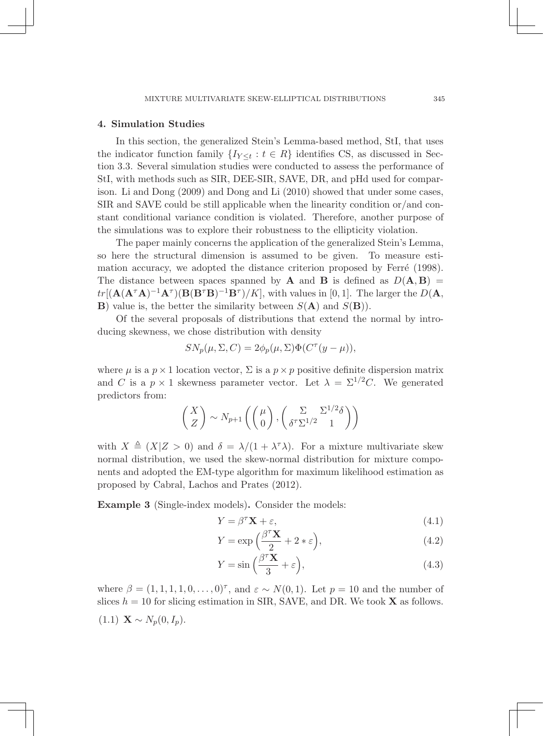## 4. Simulation Studies

In this section, the generalized Stein's Lemma-based method, StI, that uses the indicator function family $\{I_{Y \leq t} : t \in R\}$ identifies CS, as discussed in Section 3.3. Several simulation studies were conducted to assess the performance of StI, with methods such as SIR, DEE-SIR, SAVE, DR, and pHd used for comparison. Li and Dong (2009) and Dong and Li (2010) showed that under some cases, SIR and SAVE could be still applicable when the linearity condition or/and constant conditional variance condition is violated. Therefore, another purpose of the simulations was to explore their robustness to the ellipticity violation.

The paper mainly concerns the application of the generalized Stein's Lemma, so here the structural dimension is assumed to be given. To measure estimation accuracy, we adopted the distance criterion proposed by Ferré (1998). The distance between spaces spanned by $\mathbf{A}$ and $\mathbf{B}$ is defined as $D(\mathbf{A}, \mathbf{B}) = tr[(\mathbf{A}(\mathbf{A}^{\tau}\mathbf{A})^{-1}\mathbf{A}^{\tau})(\mathbf{B}(\mathbf{B}^{\tau}\mathbf{B})^{-1}\mathbf{B}^{\tau})/K]$, with values in $[0, 1]$. The larger the $D(\mathbf{A}, \mathbf{B})$ value is, the better the similarity between $S(\mathbf{A})$ and $S(\mathbf{B})$).

Of the several proposals of distributions that extend the normal by introducing skewness, we chose distribution with density

$$SN_p(\mu, \Sigma, C) = 2\phi_p(\mu, \Sigma)\Phi(C^{\tau}(y - \mu)),$$

where $\mu$ is a $p \times 1$ location vector, $\Sigma$ is a $p \times p$ positive definite dispersion matrix and $C$ is a $p \times 1$ skewness parameter vector. Let $\lambda = \Sigma^{1/2}C$. We generated predictors from:

$$\begin{pmatrix} X \\ Z \end{pmatrix} \sim N_{p+1}\left( \begin{pmatrix} \mu \\ 0 \end{pmatrix}, \begin{pmatrix} \Sigma & \Sigma^{1/2}\delta \\ \delta^{\tau}\Sigma^{1/2} & 1 \end{pmatrix} \right)$$

with $X \triangleq (X|Z > 0)$ and $\delta = \lambda/(1 + \lambda^{\tau}\lambda)$. For a mixture multivariate skew normal distribution, we used the skew-normal distribution for mixture components and adopted the EM-type algorithm for maximum likelihood estimation as proposed by Cabral, Lachos and Prates (2012).

**Example 3** (Single-index models)**.** Consider the models:

$$Y = \beta^{\tau}\mathbf{X} + \varepsilon, \tag{4.1}$$

$$Y = \exp\Big(\frac{\beta^{\tau}\mathbf{X}}{2} + 2 * \varepsilon\Big), \tag{4.2}$$

$$Y = \sin\Big(\frac{\beta^{\tau}\mathbf{X}}{3} + \varepsilon\Big), \tag{4.3}$$

where $\beta = (1, 1, 1, 1, 0, \ldots, 0)^{\tau}$, and $\varepsilon \sim N(0, 1)$. Let $p = 10$ and the number of slices $h = 10$ for slicing estimation in SIR, SAVE, and DR. We took $\mathbf{X}$ as follows.

(1.1) $\mathbf{X} \sim N_p(0, I_p)$.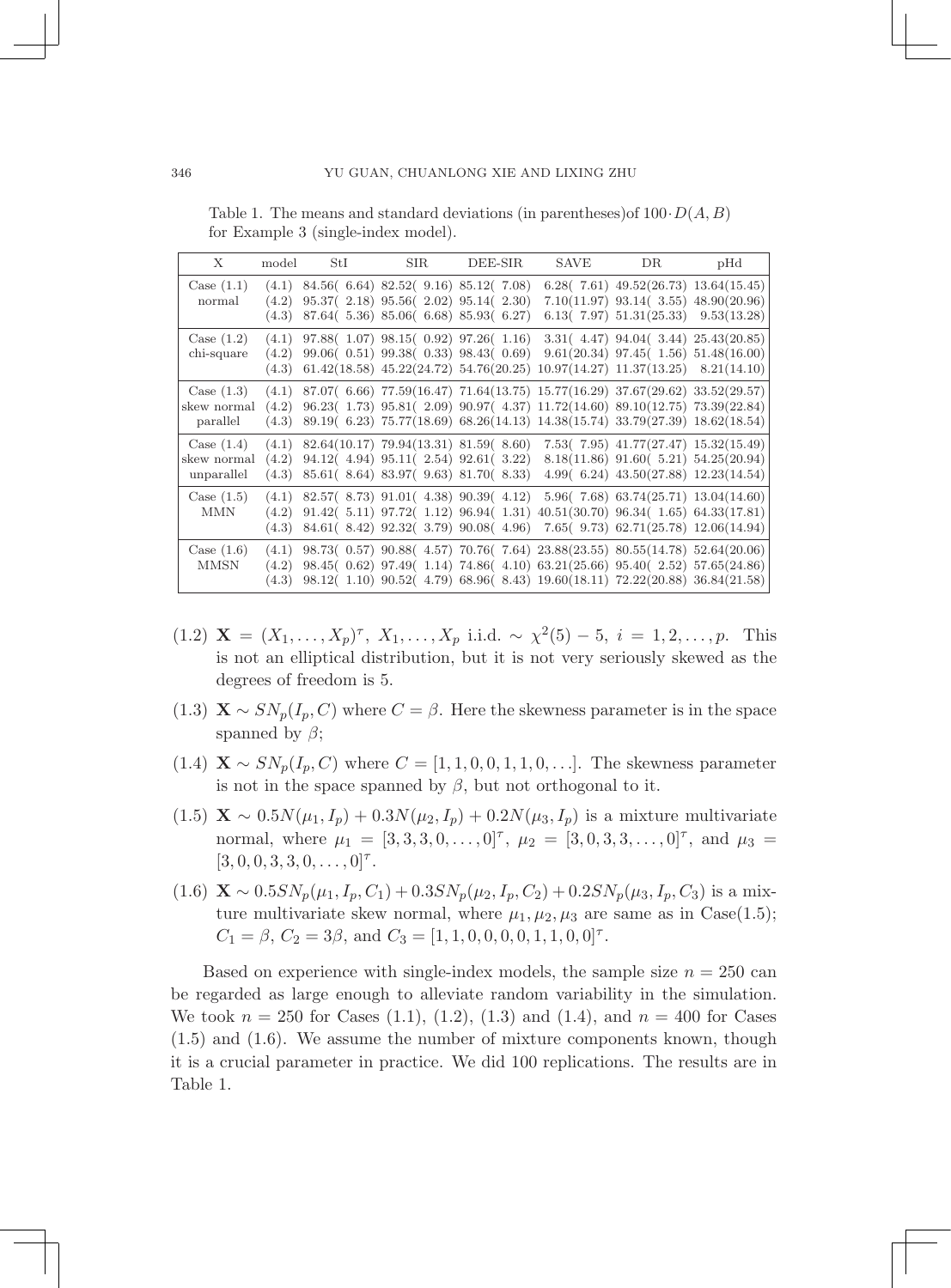Table 1. The means and standard deviations (in parentheses)of $100 \cdot D(A, B)$ for Example 3 (single-index model).

| X | model | StI | SIR | DEE-SIR | SAVE | DR | pHd |
|---|---|---|---|---|---|---|---|
| Case (1.1) | (4.1) | 84.56( 6.64) | 82.52( 9.16) | 85.12( 7.08) | 6.28( 7.61) | 49.52(26.73) | 13.64(15.45) |
| normal | (4.2) | 95.37( 2.18) | 95.56( 2.02) | 95.14( 2.30) | 7.10(11.97) | 93.14( 3.55) | 48.90(20.96) |
| | (4.3) | 87.64( 5.36) | 85.06( 6.68) | 85.93( 6.27) | 6.13( 7.97) | 51.31(25.33) | 9.53(13.28) |
| Case (1.2) | (4.1) | 97.88( 1.07) | 98.15( 0.92) | 97.26( 1.16) | 3.31( 4.47) | 94.04( 3.44) | 25.43(20.85) |
| chi-square | (4.2) | 99.06( 0.51) | 99.38( 0.33) | 98.43( 0.69) | 9.61(20.34) | 97.45( 1.56) | 51.48(16.00) |
| | (4.3) | 61.42(18.58) | 45.22(24.72) | 54.76(20.25) | 10.97(14.27) | 11.37(13.25) | 8.21(14.10) |
| Case (1.3) | (4.1) | 87.07( 6.66) | 77.59(16.47) | 71.64(13.75) | 15.77(16.29) | 37.67(29.62) | 33.52(29.57) |
| skew normal | (4.2) | 96.23( 1.73) | 95.81( 2.09) | 90.97( 4.37) | 11.72(14.60) | 89.10(12.75) | 73.39(22.84) |
| parallel | (4.3) | 89.19( 6.23) | 75.77(18.69) | 68.26(14.13) | 14.38(15.74) | 33.79(27.39) | 18.62(18.54) |
| Case (1.4) | (4.1) | 82.64(10.17) | 79.94(13.31) | 81.59( 8.60) | 7.53( 7.95) | 41.77(27.47) | 15.32(15.49) |
| skew normal | (4.2) | 94.12( 4.94) | 95.11( 2.54) | 92.61( 3.22) | 8.18(11.86) | 91.60( 5.21) | 54.25(20.94) |
| unparallel | (4.3) | 85.61( 8.64) | 83.97( 9.63) | 81.70( 8.33) | 4.99( 6.24) | 43.50(27.88) | 12.23(14.54) |
| Case (1.5) | (4.1) | 82.57( 8.73) | 91.01( 4.38) | 90.39( 4.12) | 5.96( 7.68) | 63.74(25.71) | 13.04(14.60) |
| MMN | (4.2) | 91.42( 5.11) | 97.72( 1.12) | 96.94( 1.31) | 40.51(30.70) | 96.34( 1.65) | 64.33(17.81) |
| | (4.3) | 84.61( 8.42) | 92.32( 3.79) | 90.08( 4.96) | 7.65( 9.73) | 62.71(25.78) | 12.06(14.94) |
| Case (1.6) | (4.1) | 98.73( 0.57) | 90.88( 4.57) | 70.76( 7.64) | 23.88(23.55) | 80.55(14.78) | 52.64(20.06) |
| MMSN | (4.2) | 98.45( 0.62) | 97.49( 1.14) | 74.86( 4.10) | 63.21(25.66) | 95.40( 2.52) | 57.65(24.86) |
| | (4.3) | 98.12( 1.10) | 90.52( 4.79) | 68.96( 8.43) | 19.60(18.11) | 72.22(20.88) | 36.84(21.58) |

(1.2) $\mathbf{X} = (X_1, \ldots, X_p)^\tau$, $X_1, \ldots, X_p$ i.i.d. $\sim \chi^2(5) - 5$, $i = 1, 2, \ldots, p$. This is not an elliptical distribution, but it is not very seriously skewed as the degrees of freedom is 5.

(1.3) $\mathbf{X} \sim SN_p(I_p, C)$ where $C = \beta$. Here the skewness parameter is in the space spanned by $\beta$;

(1.4) $\mathbf{X} \sim SN_p(I_p, C)$ where $C = [1, 1, 0, 0, 1, 1, 0, \ldots]$. The skewness parameter is not in the space spanned by $\beta$, but not orthogonal to it.

(1.5) $\mathbf{X} \sim 0.5N(\mu_1, I_p) + 0.3N(\mu_2, I_p) + 0.2N(\mu_3, I_p)$ is a mixture multivariate normal, where $\mu_1 = [3, 3, 3, 0, \ldots, 0]^\tau$, $\mu_2 = [3, 0, 3, 3, \ldots, 0]^\tau$, and $\mu_3 = [3, 0, 0, 3, 3, 0, \ldots, 0]^\tau$.

(1.6) $\mathbf{X} \sim 0.5SN_p(\mu_1, I_p, C_1) + 0.3SN_p(\mu_2, I_p, C_2) + 0.2SN_p(\mu_3, I_p, C_3)$ is a mixture multivariate skew normal, where $\mu_1, \mu_2, \mu_3$ are same as in Case(1.5); $C_1 = \beta$, $C_2 = 3\beta$, and $C_3 = [1, 1, 0, 0, 0, 0, 1, 1, 0, 0]^\tau$.

Based on experience with single-index models, the sample size $n = 250$ can be regarded as large enough to alleviate random variability in the simulation. We took $n = 250$ for Cases (1.1), (1.2), (1.3) and (1.4), and $n = 400$ for Cases (1.5) and (1.6). We assume the number of mixture components known, though it is a crucial parameter in practice. We did 100 replications. The results are in Table 1.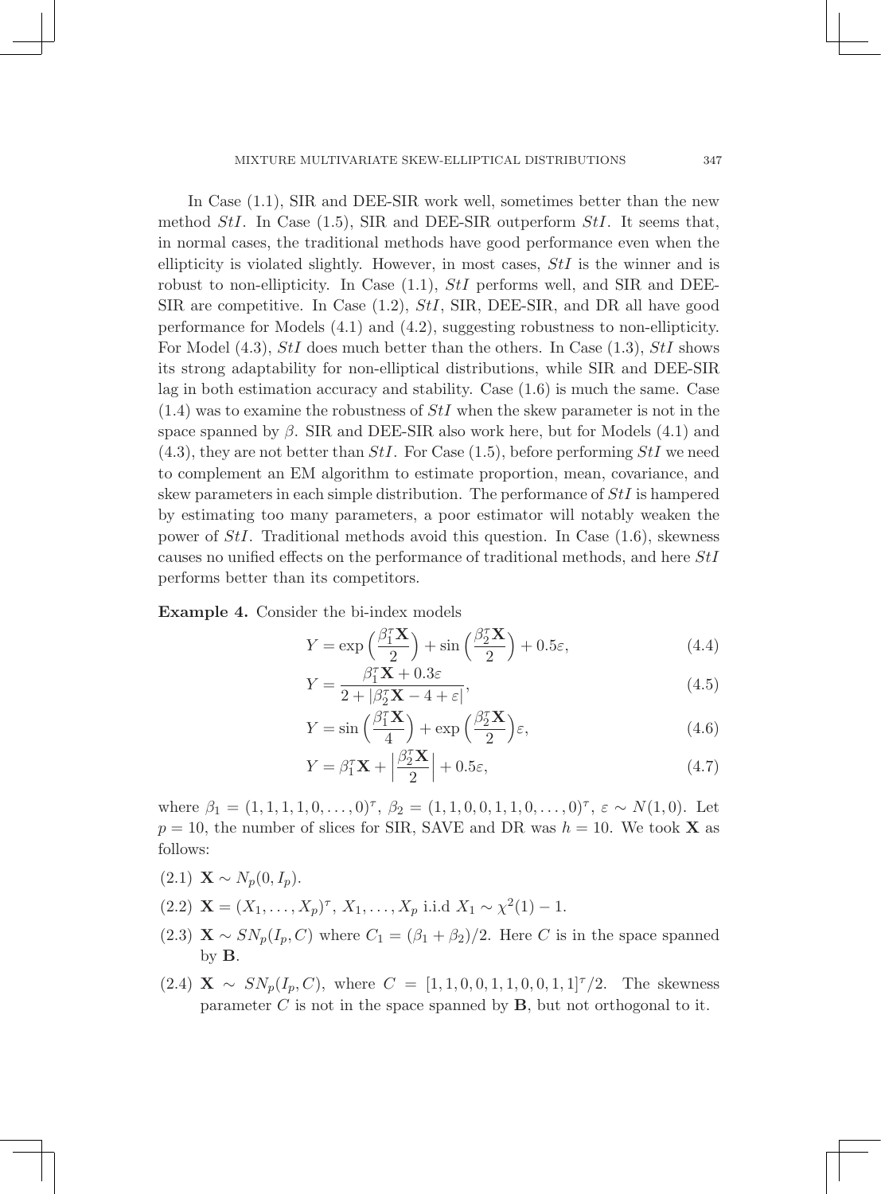In Case (1.1), SIR and DEE-SIR work well, sometimes better than the new method $StI$. In Case (1.5), SIR and DEE-SIR outperform $StI$. It seems that, in normal cases, the traditional methods have good performance even when the ellipticity is violated slightly. However, in most cases, $StI$ is the winner and is robust to non-ellipticity. In Case (1.1), $StI$ performs well, and SIR and DEE-SIR are competitive. In Case (1.2), $StI$, SIR, DEE-SIR, and DR all have good performance for Models (4.1) and (4.2), suggesting robustness to non-ellipticity. For Model (4.3), $StI$ does much better than the others. In Case (1.3), $StI$ shows its strong adaptability for non-elliptical distributions, while SIR and DEE-SIR lag in both estimation accuracy and stability. Case (1.6) is much the same. Case (1.4) was to examine the robustness of $StI$ when the skew parameter is not in the space spanned by $\beta$. SIR and DEE-SIR also work here, but for Models (4.1) and (4.3), they are not better than $StI$. For Case (1.5), before performing $StI$ we need to complement an EM algorithm to estimate proportion, mean, covariance, and skew parameters in each simple distribution. The performance of $StI$ is hampered by estimating too many parameters, a poor estimator will notably weaken the power of $StI$. Traditional methods avoid this question. In Case (1.6), skewness causes no unified effects on the performance of traditional methods, and here $StI$ performs better than its competitors.

**Example 4.** Consider the bi-index models

$$Y = \exp\Big(\frac{\beta_1^\tau \mathbf{X}}{2}\Big) + \sin\Big(\frac{\beta_2^\tau \mathbf{X}}{2}\Big) + 0.5\varepsilon, \tag{4.4}$$

$$Y = \frac{\beta_1^\tau \mathbf{X} + 0.3\varepsilon}{2 + |\beta_2^\tau \mathbf{X} - 4 + \varepsilon|}, \tag{4.5}$$

$$Y = \sin\Big(\frac{\beta_1^\tau \mathbf{X}}{4}\Big) + \exp\Big(\frac{\beta_2^\tau \mathbf{X}}{2}\Big)\varepsilon, \tag{4.6}$$

$$Y = \beta_1^\tau \mathbf{X} + \Big|\frac{\beta_2^\tau \mathbf{X}}{2}\Big| + 0.5\varepsilon, \tag{4.7}$$

where $\beta_1 = (1, 1, 1, 1, 0, \ldots, 0)^\tau$, $\beta_2 = (1, 1, 0, 0, 1, 1, 0, \ldots, 0)^\tau$, $\varepsilon \sim N(1, 0)$. Let $p = 10$, the number of slices for SIR, SAVE and DR was $h = 10$. We took $\mathbf{X}$ as follows:

(2.1) $\mathbf{X} \sim N_p(0, I_p)$.

(2.2) $\mathbf{X} = (X_1, \ldots, X_p)^\tau$, $X_1, \ldots, X_p$ i.i.d $X_1 \sim \chi^2(1) - 1$.

(2.3) $\mathbf{X} \sim SN_p(I_p, C)$ where $C_1 = (\beta_1 + \beta_2)/2$. Here $C$ is in the space spanned by $\mathbf{B}$.

(2.4) $\mathbf{X} \sim SN_p(I_p, C)$, where $C = [1, 1, 0, 0, 1, 1, 0, 0, 1, 1]^\tau/2$. The skewness parameter $C$ is not in the space spanned by $\mathbf{B}$, but not orthogonal to it.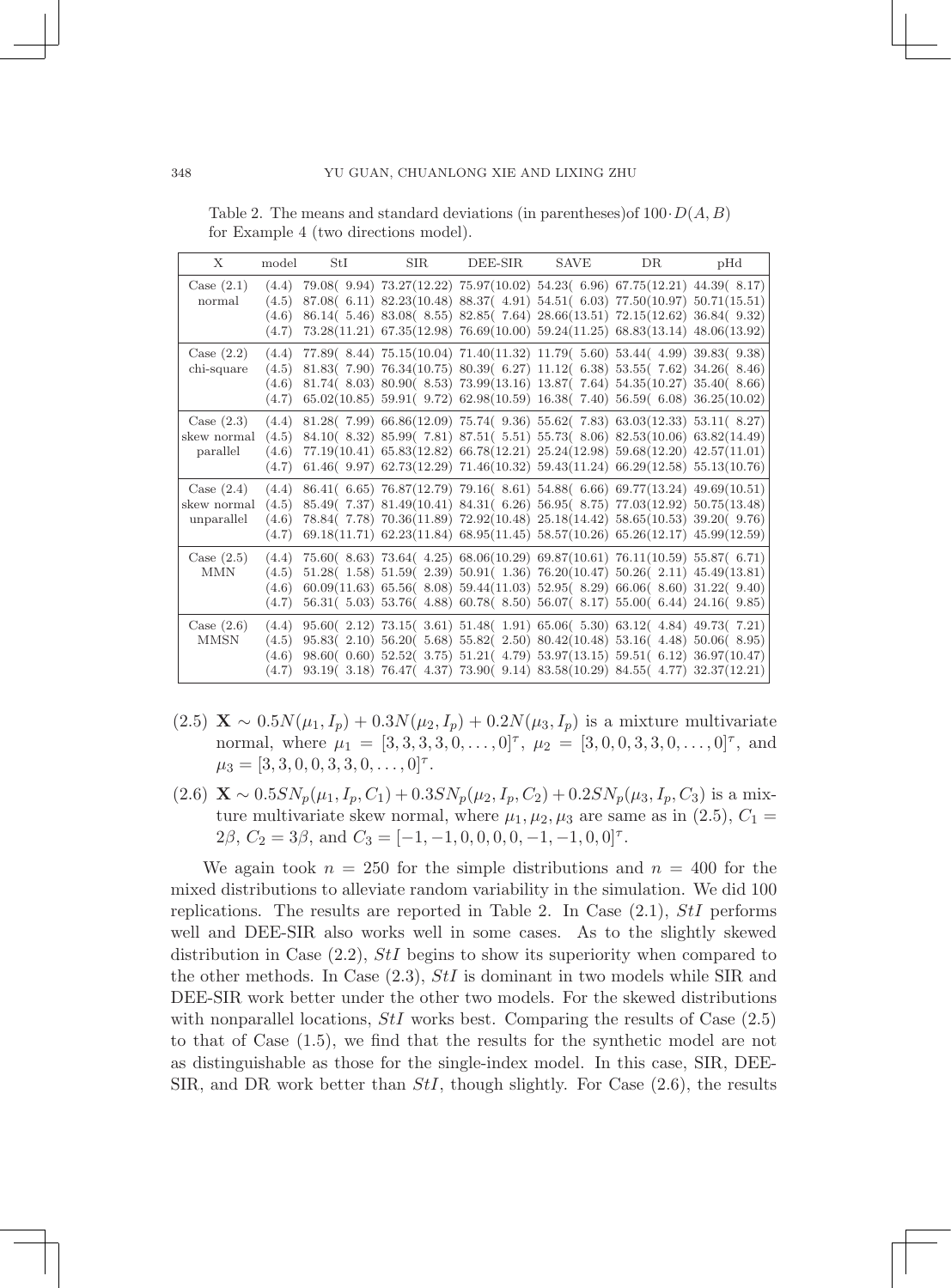Table 2. The means and standard deviations (in parentheses)of $100 \cdot D(A, B)$ for Example 4 (two directions model).

| X | model | StI | SIR | DEE-SIR | SAVE | DR | pHd |
|---|---|---|---|---|---|---|---|
| Case (2.1) normal | (4.4) | 79.08( 9.94) | 73.27(12.22) | 75.97(10.02) | 54.23( 6.96) | 67.75(12.21) | 44.39( 8.17) |
| | (4.5) | 87.08( 6.11) | 82.23(10.48) | 88.37( 4.91) | 54.51( 6.03) | 77.50(10.97) | 50.71(15.51) |
| | (4.6) | 86.14( 5.46) | 83.08( 8.55) | 82.85( 7.64) | 28.66(13.51) | 72.15(12.62) | 36.84( 9.32) |
| | (4.7) | 73.28(11.21) | 67.35(12.98) | 76.69(10.00) | 59.24(11.25) | 68.83(13.14) | 48.06(13.92) |
| Case (2.2) chi-square | (4.4) | 77.89( 8.44) | 75.15(10.04) | 71.40(11.32) | 11.79( 5.60) | 53.44( 4.99) | 39.83( 9.38) |
| | (4.5) | 81.83( 7.90) | 76.34(10.75) | 80.39( 6.27) | 11.12( 6.38) | 53.55( 7.62) | 34.26( 8.46) |
| | (4.6) | 81.74( 8.03) | 80.90( 8.53) | 73.99(13.16) | 13.87( 7.64) | 54.35(10.27) | 35.40( 8.66) |
| | (4.7) | 65.02(10.85) | 59.91( 9.72) | 62.98(10.59) | 16.38( 7.40) | 56.59( 6.08) | 36.25(10.02) |
| Case (2.3) skew normal parallel | (4.4) | 81.28( 7.99) | 66.86(12.09) | 75.74( 9.36) | 55.62( 7.83) | 63.03(12.33) | 53.11( 8.27) |
| | (4.5) | 84.10( 8.32) | 85.99( 7.81) | 87.51( 5.51) | 55.73( 8.06) | 82.53(10.06) | 63.82(14.49) |
| | (4.6) | 77.19(10.41) | 65.83(12.82) | 66.78(12.21) | 25.24(12.98) | 59.68(12.20) | 42.57(11.01) |
| | (4.7) | 61.46( 9.97) | 62.73(12.29) | 71.46(10.32) | 59.43(11.24) | 66.29(12.58) | 55.13(10.76) |
| Case (2.4) skew normal unparallel | (4.4) | 86.41( 6.65) | 76.87(12.79) | 79.16( 8.61) | 54.88( 6.66) | 69.77(13.24) | 49.69(10.51) |
| | (4.5) | 85.49( 7.37) | 81.49(10.41) | 84.31( 6.26) | 56.95( 8.75) | 77.03(12.92) | 50.75(13.48) |
| | (4.6) | 78.84( 7.78) | 70.36(11.89) | 72.92(10.48) | 25.18(14.42) | 58.65(10.53) | 39.20( 9.76) |
| | (4.7) | 69.18(11.71) | 62.23(11.84) | 68.95(11.45) | 58.57(10.26) | 65.26(12.17) | 45.99(12.59) |
| Case (2.5) MMN | (4.4) | 75.60( 8.63) | 73.64( 4.25) | 68.06(10.29) | 69.87(10.61) | 76.11(10.59) | 55.87( 6.71) |
| | (4.5) | 51.28( 1.58) | 51.59( 2.39) | 50.91( 1.36) | 76.20(10.47) | 50.26( 2.11) | 45.49(13.81) |
| | (4.6) | 60.09(11.63) | 65.56( 8.08) | 59.44(11.03) | 52.95( 8.29) | 66.06( 8.60) | 31.22( 9.40) |
| | (4.7) | 56.31( 5.03) | 53.76( 4.88) | 60.78( 8.50) | 56.07( 8.17) | 55.00( 6.44) | 24.16( 9.85) |
| Case (2.6) MMSN | (4.4) | 95.60( 2.12) | 73.15( 3.61) | 51.48( 1.91) | 65.06( 5.30) | 63.12( 4.84) | 49.73( 7.21) |
| | (4.5) | 95.83( 2.10) | 56.20( 5.68) | 55.82( 2.50) | 80.42(10.48) | 53.16( 4.48) | 50.06( 8.95) |
| | (4.6) | 98.60( 0.60) | 52.52( 3.75) | 51.21( 4.79) | 53.97(13.15) | 59.51( 6.12) | 36.97(10.47) |
| | (4.7) | 93.19( 3.18) | 76.47( 4.37) | 73.90( 9.14) | 83.58(10.29) | 84.55( 4.77) | 32.37(12.21) |

(2.5) $\mathbf{X} \sim 0.5N(\mu_1, I_p) + 0.3N(\mu_2, I_p) + 0.2N(\mu_3, I_p)$ is a mixture multivariate normal, where $\mu_1 = [3, 3, 3, 3, 0, \ldots, 0]^\tau$, $\mu_2 = [3, 0, 0, 3, 3, 0, \ldots, 0]^\tau$, and $\mu_3 = [3, 3, 0, 0, 3, 3, 0, \ldots, 0]^\tau$.

(2.6) $\mathbf{X} \sim 0.5SN_p(\mu_1, I_p, C_1) + 0.3SN_p(\mu_2, I_p, C_2) + 0.2SN_p(\mu_3, I_p, C_3)$ is a mixture multivariate skew normal, where $\mu_1, \mu_2, \mu_3$ are same as in (2.5), $C_1 = 2\beta$, $C_2 = 3\beta$, and $C_3 = [-1, -1, 0, 0, 0, 0, -1, -1, 0, 0]^\tau$.

We again took $n = 250$ for the simple distributions and $n = 400$ for the mixed distributions to alleviate random variability in the simulation. We did 100 replications. The results are reported in Table 2. In Case (2.1), *StI* performs well and DEE-SIR also works well in some cases. As to the slightly skewed distribution in Case (2.2), *StI* begins to show its superiority when compared to the other methods. In Case (2.3), *StI* is dominant in two models while SIR and DEE-SIR work better under the other two models. For the skewed distributions with nonparallel locations, *StI* works best. Comparing the results of Case (2.5) to that of Case (1.5), we find that the results for the synthetic model are not as distinguishable as those for the single-index model. In this case, SIR, DEE-SIR, and DR work better than *StI*, though slightly. For Case (2.6), the results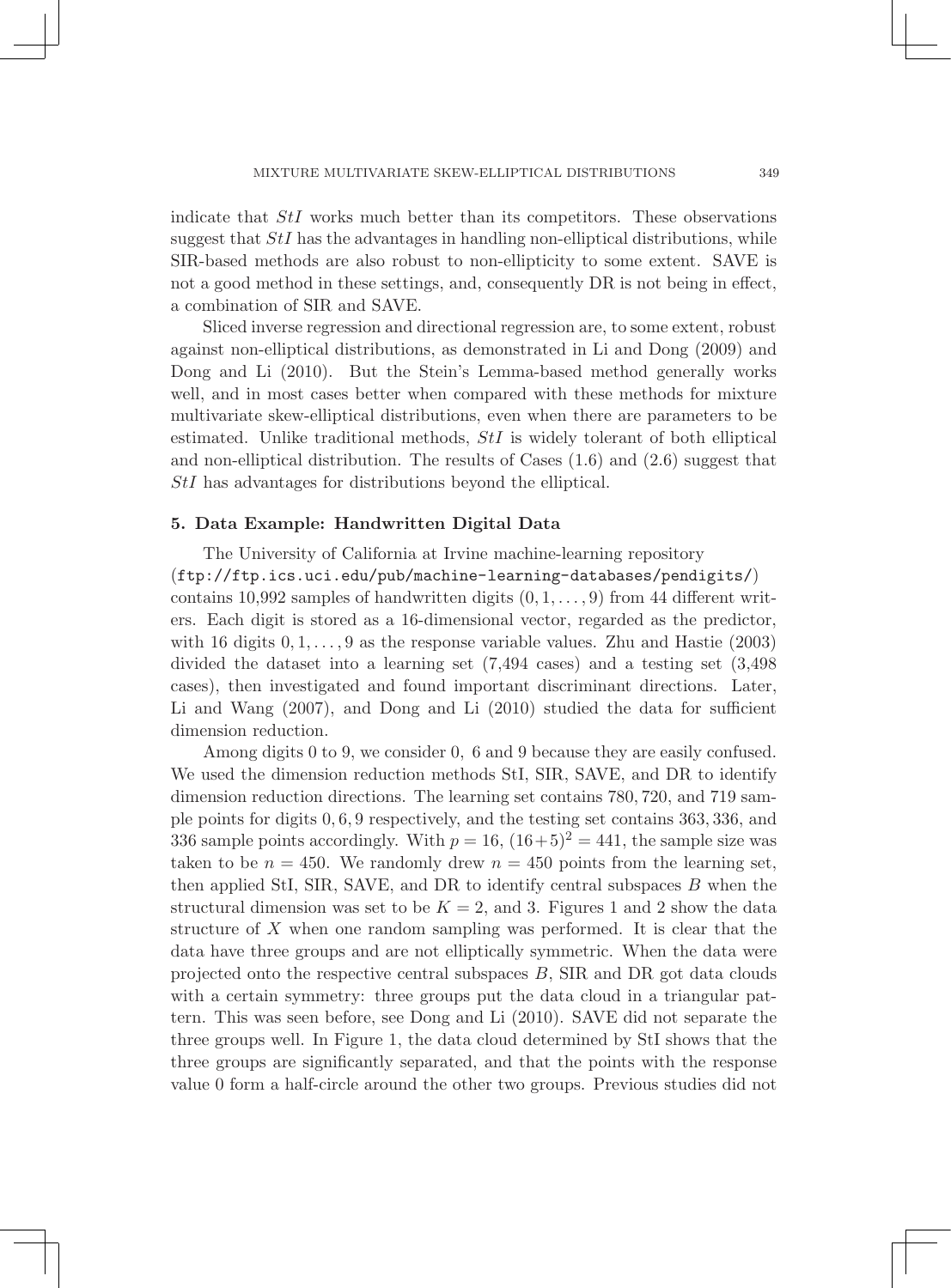indicate that *StI* works much better than its competitors. These observations suggest that *StI* has the advantages in handling non-elliptical distributions, while SIR-based methods are also robust to non-ellipticity to some extent. SAVE is not a good method in these settings, and, consequently DR is not being in effect, a combination of SIR and SAVE.

Sliced inverse regression and directional regression are, to some extent, robust against non-elliptical distributions, as demonstrated in Li and Dong (2009) and Dong and Li (2010). But the Stein's Lemma-based method generally works well, and in most cases better when compared with these methods for mixture multivariate skew-elliptical distributions, even when there are parameters to be estimated. Unlike traditional methods, *StI* is widely tolerant of both elliptical and non-elliptical distribution. The results of Cases (1.6) and (2.6) suggest that *StI* has advantages for distributions beyond the elliptical.

## 5. Data Example: Handwritten Digital Data

The University of California at Irvine machine-learning repository (`ftp://ftp.ics.uci.edu/pub/machine-learning-databases/pendigits/`) contains 10,992 samples of handwritten digits $(0, 1, \ldots, 9)$ from 44 different writers. Each digit is stored as a 16-dimensional vector, regarded as the predictor, with 16 digits $0, 1, \ldots, 9$ as the response variable values. Zhu and Hastie (2003) divided the dataset into a learning set (7,494 cases) and a testing set (3,498 cases), then investigated and found important discriminant directions. Later, Li and Wang (2007), and Dong and Li (2010) studied the data for sufficient dimension reduction.

Among digits 0 to 9, we consider 0, 6 and 9 because they are easily confused. We used the dimension reduction methods StI, SIR, SAVE, and DR to identify dimension reduction directions. The learning set contains $780, 720$, and $719$ sample points for digits $0, 6, 9$ respectively, and the testing set contains $363, 336$, and $336$ sample points accordingly. With $p = 16$, $(16+5)^2 = 441$, the sample size was taken to be $n = 450$. We randomly drew $n = 450$ points from the learning set, then applied StI, SIR, SAVE, and DR to identify central subspaces $B$ when the structural dimension was set to be $K = 2$, and 3. Figures 1 and 2 show the data structure of $X$ when one random sampling was performed. It is clear that the data have three groups and are not elliptically symmetric. When the data were projected onto the respective central subspaces $B$, SIR and DR got data clouds with a certain symmetry: three groups put the data cloud in a triangular pattern. This was seen before, see Dong and Li (2010). SAVE did not separate the three groups well. In Figure 1, the data cloud determined by StI shows that the three groups are significantly separated, and that the points with the response value 0 form a half-circle around the other two groups. Previous studies did not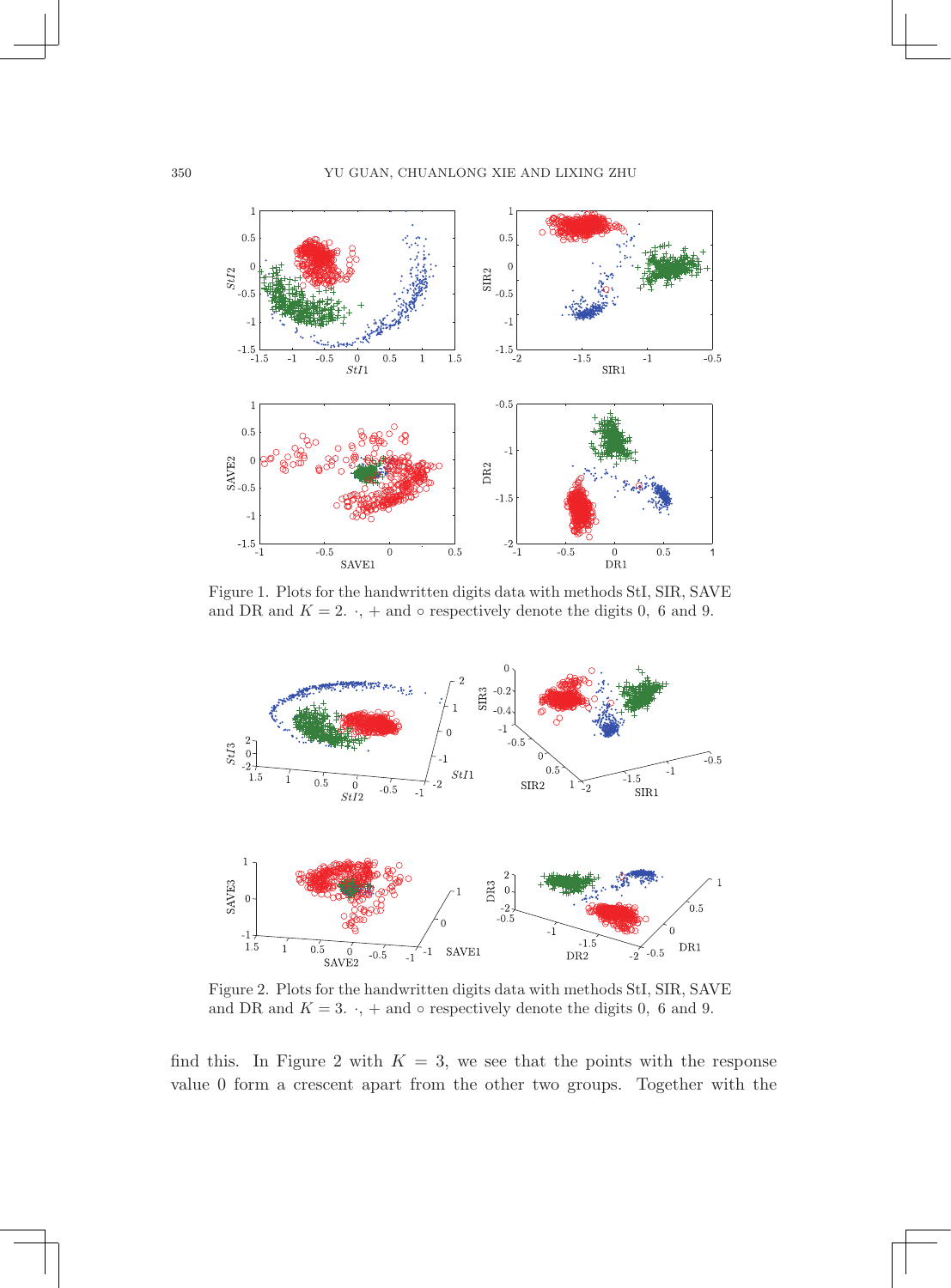Figure 1. Plots for the handwritten digits data with methods StI, SIR, SAVE and DR and $K = 2$. $\cdot$, $+$ and $\circ$ respectively denote the digits 0, 6 and 9.

Figure 2. Plots for the handwritten digits data with methods StI, SIR, SAVE and DR and $K = 3$. $\cdot$, $+$ and $\circ$ respectively denote the digits 0, 6 and 9.

find this. In Figure 2 with $K = 3$, we see that the points with the response value 0 form a crescent apart from the other two groups. Together with the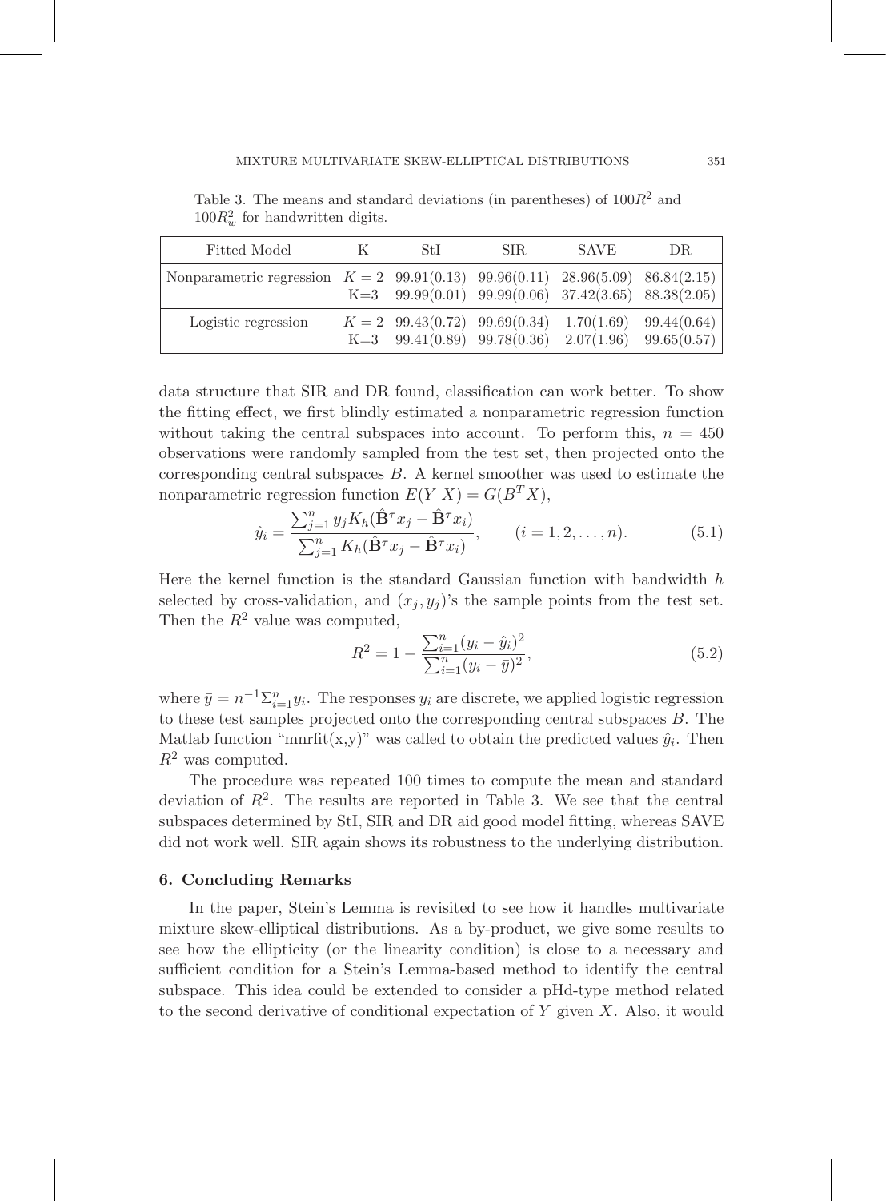Table 3. The means and standard deviations (in parentheses) of $100R^2$ and $100R_w^2$ for handwritten digits.

| Fitted Model | K | StI | SIR | SAVE | DR |
|---|---|---|---|---|---|
| Nonparametric regression | $K=2$ | 99.91(0.13) | 99.96(0.11) | 28.96(5.09) | 86.84(2.15) |
| | K=3 | 99.99(0.01) | 99.99(0.06) | 37.42(3.65) | 88.38(2.05) |
| Logistic regression | $K=2$ | 99.43(0.72) | 99.69(0.34) | 1.70(1.69) | 99.44(0.64) |
| | K=3 | 99.41(0.89) | 99.78(0.36) | 2.07(1.96) | 99.65(0.57) |

data structure that SIR and DR found, classification can work better. To show the fitting effect, we first blindly estimated a nonparametric regression function without taking the central subspaces into account. To perform this, $n = 450$ observations were randomly sampled from the test set, then projected onto the corresponding central subspaces $B$. A kernel smoother was used to estimate the nonparametric regression function $E(Y|X) = G(B^T X)$,

$$\hat{y}_i = \frac{\sum_{j=1}^n y_j K_h(\hat{\mathbf{B}}^\tau x_j - \hat{\mathbf{B}}^\tau x_i)}{\sum_{j=1}^n K_h(\hat{\mathbf{B}}^\tau x_j - \hat{\mathbf{B}}^\tau x_i)}, \qquad (i = 1, 2, \ldots, n). \tag{5.1}$$

Here the kernel function is the standard Gaussian function with bandwidth $h$ selected by cross-validation, and $(x_j, y_j)$'s the sample points from the test set. Then the $R^2$ value was computed,

$$R^2 = 1 - \frac{\sum_{i=1}^n (y_i - \hat{y}_i)^2}{\sum_{i=1}^n (y_i - \bar{y})^2}, \tag{5.2}$$

where $\bar{y} = n^{-1}\Sigma_{i=1}^n y_i$. The responses $y_i$ are discrete, we applied logistic regression to these test samples projected onto the corresponding central subspaces $B$. The Matlab function "mnrfit(x,y)" was called to obtain the predicted values $\hat{y}_i$. Then $R^2$ was computed.

The procedure was repeated 100 times to compute the mean and standard deviation of $R^2$. The results are reported in Table 3. We see that the central subspaces determined by StI, SIR and DR aid good model fitting, whereas SAVE did not work well. SIR again shows its robustness to the underlying distribution.

## 6. Concluding Remarks

In the paper, Stein's Lemma is revisited to see how it handles multivariate mixture skew-elliptical distributions. As a by-product, we give some results to see how the ellipticity (or the linearity condition) is close to a necessary and sufficient condition for a Stein's Lemma-based method to identify the central subspace. This idea could be extended to consider a pHd-type method related to the second derivative of conditional expectation of $Y$ given $X$. Also, it would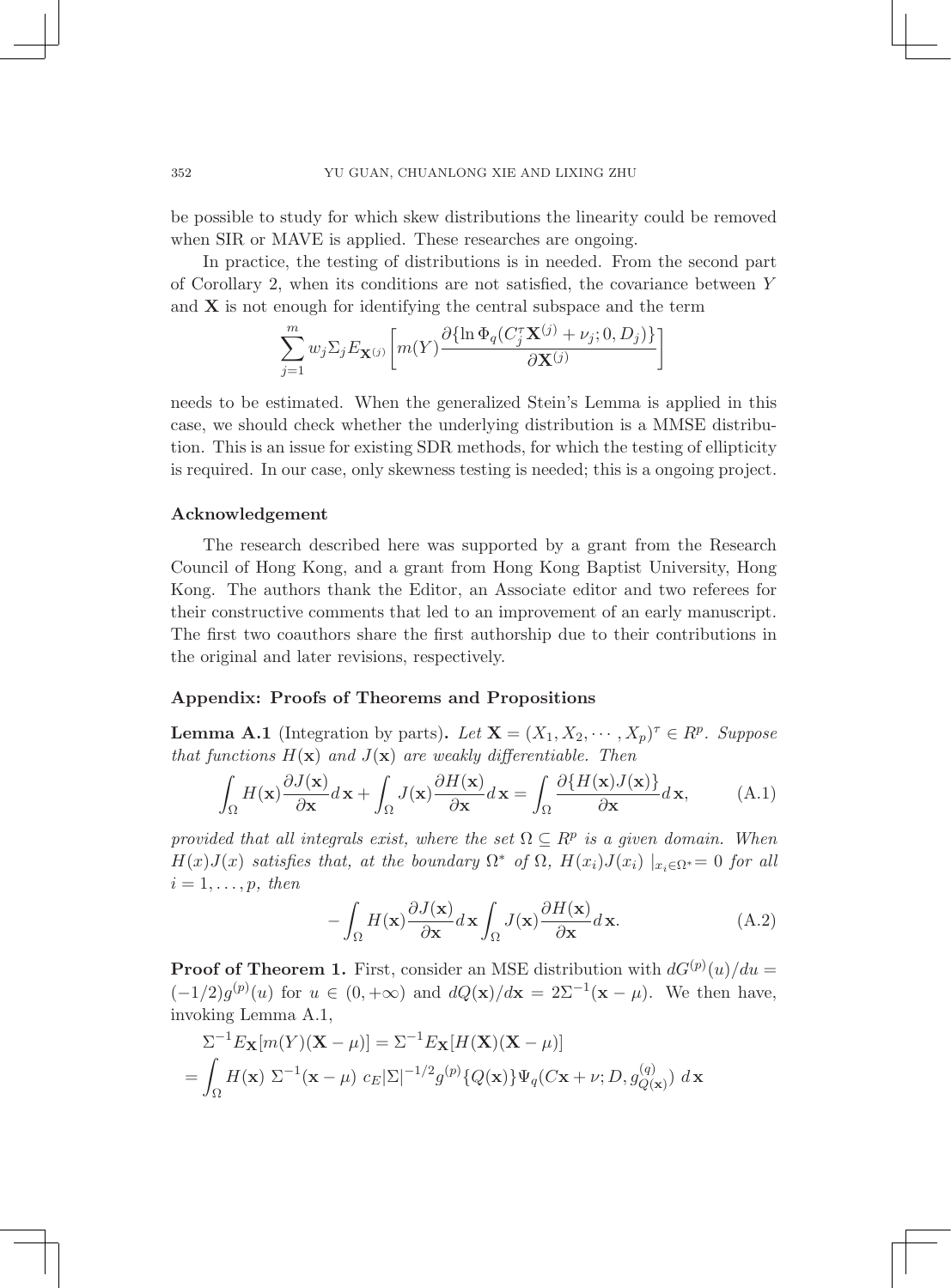be possible to study for which skew distributions the linearity could be removed when SIR or MAVE is applied. These researches are ongoing.

In practice, the testing of distributions is in needed. From the second part of Corollary 2, when its conditions are not satisfied, the covariance between $Y$ and $\mathbf{X}$ is not enough for identifying the central subspace and the term

$$\sum_{j=1}^{m} w_j \Sigma_j E_{\mathbf{X}^{(j)}} \left[ m(Y) \frac{\partial \{\ln \Phi_q(C_j^\tau \mathbf{X}^{(j)} + \nu_j; 0, D_j)\}}{\partial \mathbf{X}^{(j)}} \right]$$

needs to be estimated. When the generalized Stein's Lemma is applied in this case, we should check whether the underlying distribution is a MMSE distribution. This is an issue for existing SDR methods, for which the testing of ellipticity is required. In our case, only skewness testing is needed; this is a ongoing project.

### Acknowledgement

The research described here was supported by a grant from the Research Council of Hong Kong, and a grant from Hong Kong Baptist University, Hong Kong. The authors thank the Editor, an Associate editor and two referees for their constructive comments that led to an improvement of an early manuscript. The first two coauthors share the first authorship due to their contributions in the original and later revisions, respectively.

### Appendix: Proofs of Theorems and Propositions

**Lemma A.1** (Integration by parts)**.** *Let $\mathbf{X} = (X_1, X_2, \cdots, X_p)^\tau \in R^p$. Suppose that functions $H(\mathbf{x})$ and $J(\mathbf{x})$ are weakly differentiable. Then*

$$\int_\Omega H(\mathbf{x}) \frac{\partial J(\mathbf{x})}{\partial \mathbf{x}} d\,\mathbf{x} + \int_\Omega J(\mathbf{x}) \frac{\partial H(\mathbf{x})}{\partial \mathbf{x}} d\,\mathbf{x} = \int_\Omega \frac{\partial \{H(\mathbf{x}) J(\mathbf{x})\}}{\partial \mathbf{x}} d\,\mathbf{x}, \tag{A.1}$$

*provided that all integrals exist, where the set $\Omega \subseteq R^p$ is a given domain. When $H(x)J(x)$ satisfies that, at the boundary $\Omega^*$ of $\Omega$, $H(x_i)J(x_i) \mid_{x_i \in \Omega^*} = 0$ for all $i = 1, \ldots, p$, then*

$$-\int_\Omega H(\mathbf{x}) \frac{\partial J(\mathbf{x})}{\partial \mathbf{x}} d\,\mathbf{x} \int_\Omega J(\mathbf{x}) \frac{\partial H(\mathbf{x})}{\partial \mathbf{x}} d\,\mathbf{x}. \tag{A.2}$$

**Proof of Theorem 1.** First, consider an MSE distribution with $dG^{(p)}(u)/du = (-1/2) g^{(p)}(u)$ for $u \in (0, +\infty)$ and $dQ(\mathbf{x})/d\mathbf{x} = 2\Sigma^{-1}(\mathbf{x} - \mu)$. We then have, invoking Lemma A.1,

$$\begin{aligned}
&\Sigma^{-1} E_{\mathbf{X}}[m(Y)(\mathbf{X} - \mu)] = \Sigma^{-1} E_{\mathbf{X}}[H(\mathbf{X})(\mathbf{X} - \mu)] \\
&= \int_\Omega H(\mathbf{x}) \; \Sigma^{-1}(\mathbf{x} - \mu) \; c_E |\Sigma|^{-1/2} g^{(p)}\{Q(\mathbf{x})\} \Psi_q(C\mathbf{x} + \nu; D, g_{Q(\mathbf{x})}^{(q)}) \; d\,\mathbf{x}
\end{aligned}$$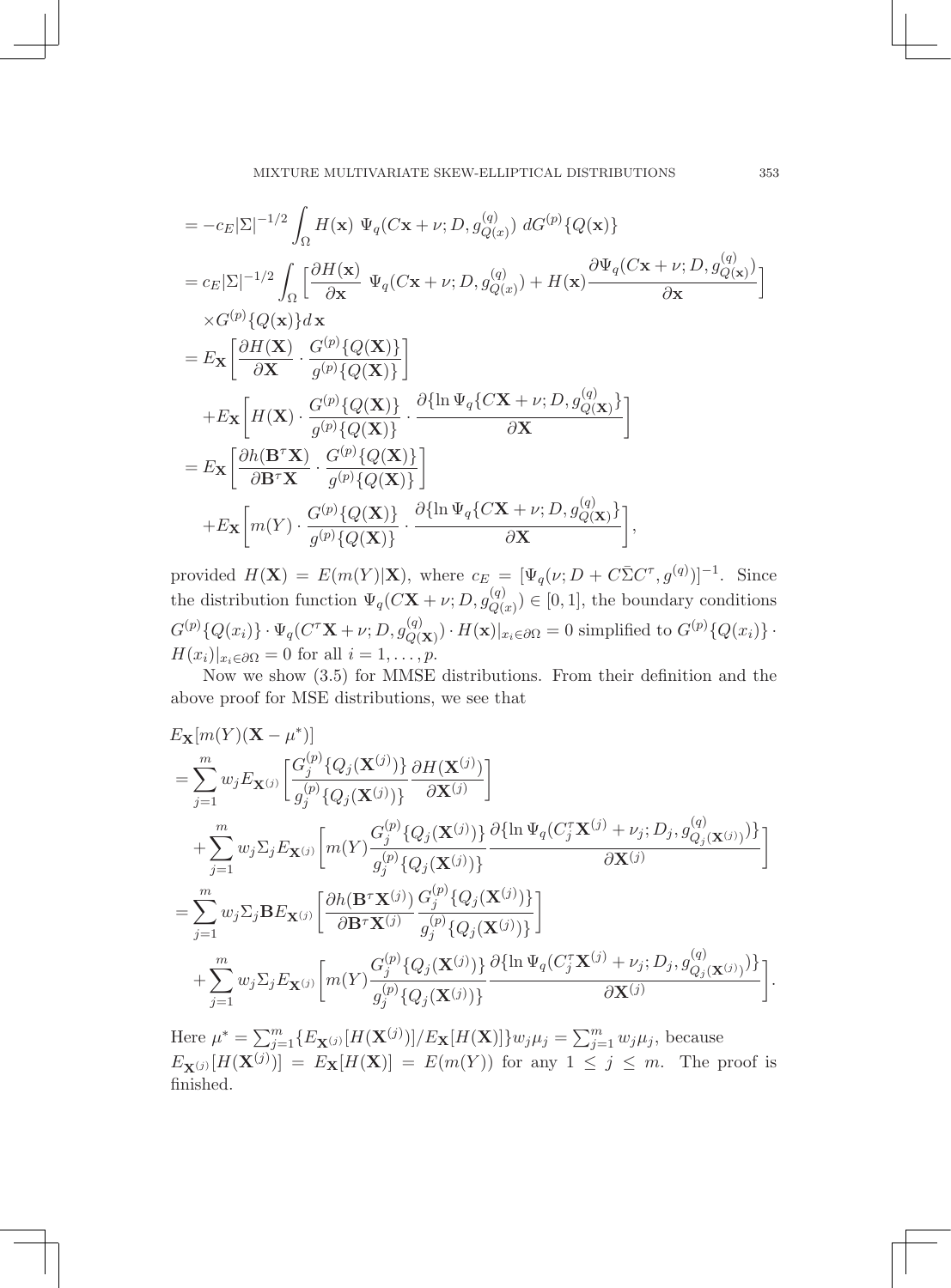$$
\begin{aligned}
&= -c_E|\Sigma|^{-1/2} \int_\Omega H(\mathbf{x}) \ \Psi_q(C\mathbf{x}+\nu; D, g^{(q)}_{Q(x)}) \ dG^{(p)}\{Q(\mathbf{x})\} \\
&= c_E|\Sigma|^{-1/2} \int_\Omega \Big[ \frac{\partial H(\mathbf{x})}{\partial \mathbf{x}} \ \Psi_q(C\mathbf{x}+\nu; D, g^{(q)}_{Q(x)}) + H(\mathbf{x}) \frac{\partial \Psi_q(C\mathbf{x}+\nu; D, g^{(q)}_{Q(\mathbf{x})})}{\partial \mathbf{x}} \Big] \\
&\quad \times G^{(p)}\{Q(\mathbf{x})\} d\,\mathbf{x} \\
&= E_{\mathbf{X}}\bigg[ \frac{\partial H(\mathbf{X})}{\partial \mathbf{X}} \cdot \frac{G^{(p)}\{Q(\mathbf{X})\}}{g^{(p)}\{Q(\mathbf{X})\}} \bigg] \\
&\quad + E_{\mathbf{X}}\bigg[ H(\mathbf{X}) \cdot \frac{G^{(p)}\{Q(\mathbf{X})\}}{g^{(p)}\{Q(\mathbf{X})\}} \cdot \frac{\partial \{\ln \Psi_q\{C\mathbf{X}+\nu; D, g^{(q)}_{Q(\mathbf{X})}\}}{\partial \mathbf{X}} \bigg] \\
&= E_{\mathbf{X}}\bigg[ \frac{\partial h(\mathbf{B}^\tau \mathbf{X})}{\partial \mathbf{B}^\tau \mathbf{X}} \cdot \frac{G^{(p)}\{Q(\mathbf{X})\}}{g^{(p)}\{Q(\mathbf{X})\}} \bigg] \\
&\quad + E_{\mathbf{X}}\bigg[ m(Y) \cdot \frac{G^{(p)}\{Q(\mathbf{X})\}}{g^{(p)}\{Q(\mathbf{X})\}} \cdot \frac{\partial \{\ln \Psi_q\{C\mathbf{X}+\nu; D, g^{(q)}_{Q(\mathbf{X})}\}}{\partial \mathbf{X}} \bigg],
\end{aligned}
$$

provided $H(\mathbf{X}) = E(m(Y)|\mathbf{X})$, where $c_E = [\Psi_q(\nu; D + C\bar{\Sigma}C^\tau, g^{(q)})]^{-1}$. Since the distribution function $\Psi_q(C\mathbf{X}+\nu; D, g^{(q)}_{Q(x)}) \in [0,1]$, the boundary conditions $G^{(p)}\{Q(x_i)\} \cdot \Psi_q(C^\tau \mathbf{X}+\nu; D, g^{(q)}_{Q(\mathbf{X})}) \cdot H(\mathbf{x})|_{x_i \in \partial\Omega} = 0$ simplified to $G^{(p)}\{Q(x_i)\} \cdot H(x_i)|_{x_i \in \partial\Omega} = 0$ for all $i = 1, \ldots, p$.

Now we show (3.5) for MMSE distributions. From their definition and the above proof for MSE distributions, we see that

$$
\begin{aligned}
&E_{\mathbf{X}}[m(Y)(\mathbf{X}-\mu^*)] \\
&= \sum_{j=1}^m w_j E_{\mathbf{X}^{(j)}} \bigg[ \frac{G_j^{(p)}\{Q_j(\mathbf{X}^{(j)})\}}{g_j^{(p)}\{Q_j(\mathbf{X}^{(j)})\}} \frac{\partial H(\mathbf{X}^{(j)})}{\partial \mathbf{X}^{(j)}} \bigg] \\
&\quad + \sum_{j=1}^m w_j \Sigma_j E_{\mathbf{X}^{(j)}} \bigg[ m(Y) \frac{G_j^{(p)}\{Q_j(\mathbf{X}^{(j)})\}}{g_j^{(p)}\{Q_j(\mathbf{X}^{(j)})\}} \frac{\partial \{\ln \Psi_q(C_j^\tau \mathbf{X}^{(j)}+\nu_j; D_j, g^{(q)}_{Q_j(\mathbf{X}^{(j)})})\}}{\partial \mathbf{X}^{(j)}} \bigg] \\
&= \sum_{j=1}^m w_j \Sigma_j \mathbf{B} E_{\mathbf{X}^{(j)}} \bigg[ \frac{\partial h(\mathbf{B}^\tau \mathbf{X}^{(j)})}{\partial \mathbf{B}^\tau \mathbf{X}^{(j)}} \frac{G_j^{(p)}\{Q_j(\mathbf{X}^{(j)})\}}{g_j^{(p)}\{Q_j(\mathbf{X}^{(j)})\}} \bigg] \\
&\quad + \sum_{j=1}^m w_j \Sigma_j E_{\mathbf{X}^{(j)}} \bigg[ m(Y) \frac{G_j^{(p)}\{Q_j(\mathbf{X}^{(j)})\}}{g_j^{(p)}\{Q_j(\mathbf{X}^{(j)})\}} \frac{\partial \{\ln \Psi_q(C_j^\tau \mathbf{X}^{(j)}+\nu_j; D_j, g^{(q)}_{Q_j(\mathbf{X}^{(j)})})\}}{\partial \mathbf{X}^{(j)}} \bigg].
\end{aligned}
$$

Here $\mu^* = \sum_{j=1}^m \{E_{\mathbf{X}^{(j)}}[H(\mathbf{X}^{(j)})]/E_{\mathbf{X}}[H(\mathbf{X})]\} w_j \mu_j = \sum_{j=1}^m w_j \mu_j$, because $E_{\mathbf{X}^{(j)}}[H(\mathbf{X}^{(j)})] = E_{\mathbf{X}}[H(\mathbf{X})] = E(m(Y))$ for any $1 \le j \le m$. The proof is finished.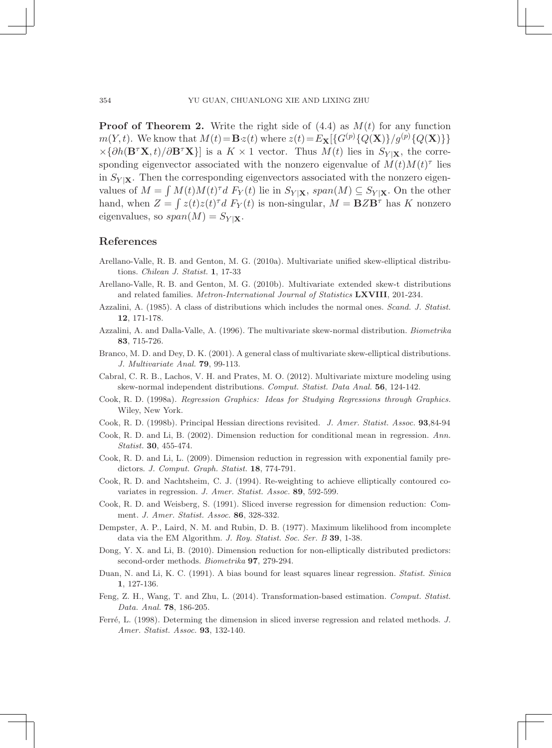**Proof of Theorem 2.** Write the right side of (4.4) as $M(t)$ for any function $m(Y,t)$. We know that $M(t) = \mathbf{B} z(t)$ where $z(t) = E_{\mathbf{X}}[\{G^{(p)}\{Q(\mathbf{X})\}/g^{(p)}\{Q(\mathbf{X})\}\} \times \{\partial h(\mathbf{B}^{\tau}\mathbf{X}, t)/\partial \mathbf{B}^{\tau}\mathbf{X}\}]$ is a $K \times 1$ vector. Thus $M(t)$ lies in $S_{Y|\mathbf{X}}$, the corresponding eigenvector associated with the nonzero eigenvalue of $M(t)M(t)^{\tau}$ lies in $S_{Y|\mathbf{X}}$. Then the corresponding eigenvectors associated with the nonzero eigenvalues of $M = \int M(t)M(t)^{\tau} d\, F_Y(t)$ lie in $S_{Y|\mathbf{X}}$, $span(M) \subseteq S_{Y|\mathbf{X}}$. On the other hand, when $Z = \int z(t)z(t)^{\tau} d\, F_Y(t)$ is non-singular, $M = \mathbf{B} Z \mathbf{B}^{\tau}$ has $K$ nonzero eigenvalues, so $span(M) = S_{Y|\mathbf{X}}$.

## References

Arellano-Valle, R. B. and Genton, M. G. (2010a). Multivariate unified skew-elliptical distributions. *Chilean J. Statist.* **1**, 17-33

Arellano-Valle, R. B. and Genton, M. G. (2010b). Multivariate extended skew-t distributions and related families. *Metron-International Journal of Statistics* **LXVIII**, 201-234.

Azzalini, A. (1985). A class of distributions which includes the normal ones. *Scand. J. Statist.* **12**, 171-178.

Azzalini, A. and Dalla-Valle, A. (1996). The multivariate skew-normal distribution. *Biometrika* **83**, 715-726.

Branco, M. D. and Dey, D. K. (2001). A general class of multivariate skew-elliptical distributions. *J. Multivariate Anal.* **79**, 99-113.

Cabral, C. R. B., Lachos, V. H. and Prates, M. O. (2012). Multivariate mixture modeling using skew-normal independent distributions. *Comput. Statist. Data Anal.* **56**, 124-142.

Cook, R. D. (1998a). *Regression Graphics: Ideas for Studying Regressions through Graphics*. Wiley, New York.

Cook, R. D. (1998b). Principal Hessian directions revisited. *J. Amer. Statist. Assoc.* **93**,84-94

Cook, R. D. and Li, B. (2002). Dimension reduction for conditional mean in regression. *Ann. Statist.* **30**, 455-474.

Cook, R. D. and Li, L. (2009). Dimension reduction in regression with exponential family predictors. *J. Comput. Graph. Statist.* **18**, 774-791.

Cook, R. D. and Nachtsheim, C. J. (1994). Re-weighting to achieve elliptically contoured covariates in regression. *J. Amer. Statist. Assoc.* **89**, 592-599.

Cook, R. D. and Weisberg, S. (1991). Sliced inverse regression for dimension reduction: Comment. *J. Amer. Statist. Assoc.* **86**, 328-332.

Dempster, A. P., Laird, N. M. and Rubin, D. B. (1977). Maximum likelihood from incomplete data via the EM Algorithm. *J. Roy. Statist. Soc. Ser. B* **39**, 1-38.

Dong, Y. X. and Li, B. (2010). Dimension reduction for non-elliptically distributed predictors: second-order methods. *Biometrika* **97**, 279-294.

Duan, N. and Li, K. C. (1991). A bias bound for least squares linear regression. *Statist. Sinica* **1**, 127-136.

Feng, Z. H., Wang, T. and Zhu, L. (2014). Transformation-based estimation. *Comput. Statist. Data. Anal.* **78**, 186-205.

Ferré, L. (1998). Determing the dimension in sliced inverse regression and related methods. *J. Amer. Statist. Assoc.* **93**, 132-140.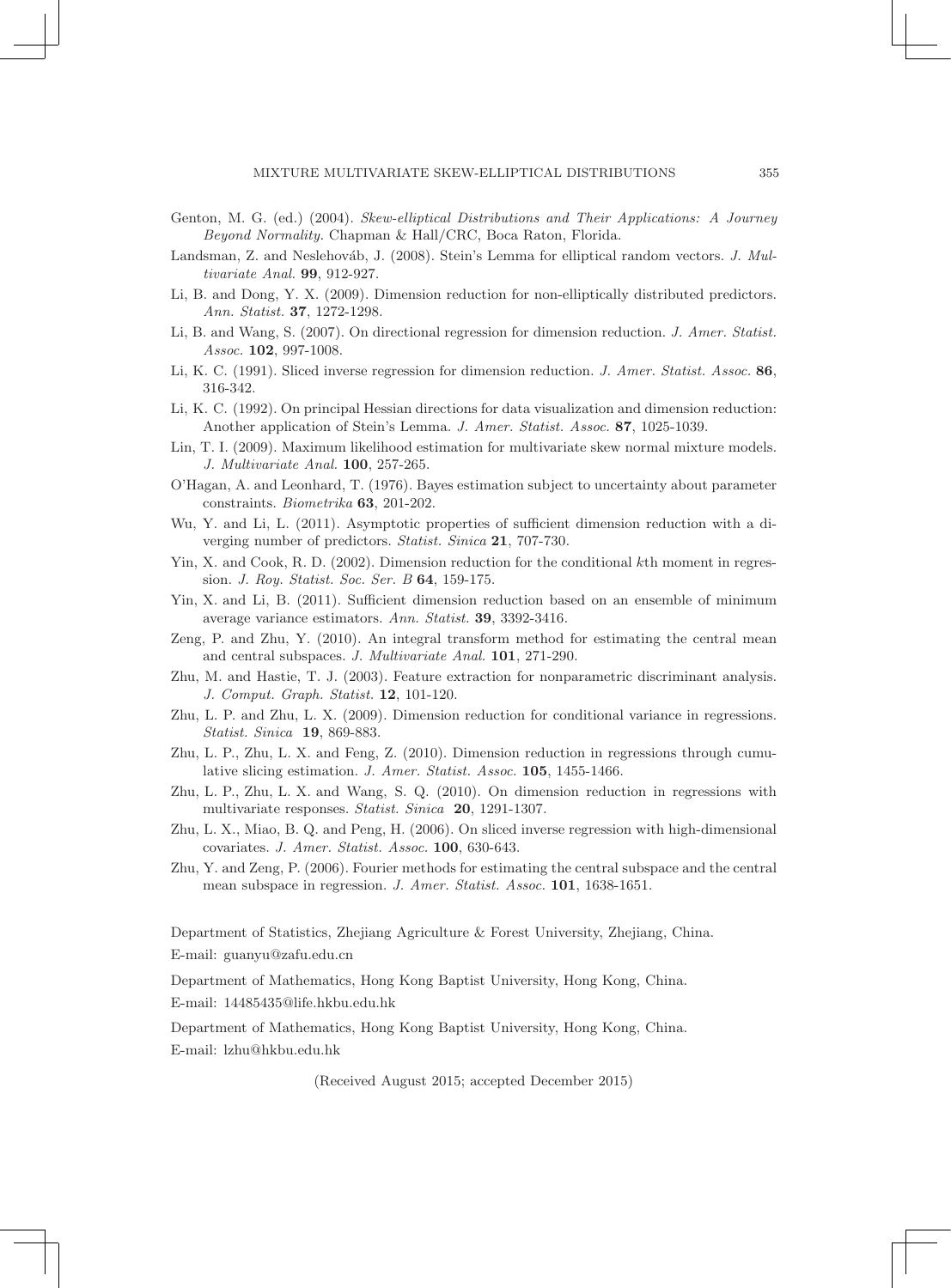Genton, M. G. (ed.) (2004). *Skew-elliptical Distributions and Their Applications: A Journey Beyond Normality*. Chapman & Hall/CRC, Boca Raton, Florida.

Landsman, Z. and Neslehováb, J. (2008). Stein's Lemma for elliptical random vectors. *J. Multivariate Anal.* **99**, 912-927.

Li, B. and Dong, Y. X. (2009). Dimension reduction for non-elliptically distributed predictors. *Ann. Statist.* **37**, 1272-1298.

Li, B. and Wang, S. (2007). On directional regression for dimension reduction. *J. Amer. Statist. Assoc.* **102**, 997-1008.

Li, K. C. (1991). Sliced inverse regression for dimension reduction. *J. Amer. Statist. Assoc.* **86**, 316-342.

Li, K. C. (1992). On principal Hessian directions for data visualization and dimension reduction: Another application of Stein's Lemma. *J. Amer. Statist. Assoc.* **87**, 1025-1039.

Lin, T. I. (2009). Maximum likelihood estimation for multivariate skew normal mixture models. *J. Multivariate Anal.* **100**, 257-265.

O'Hagan, A. and Leonhard, T. (1976). Bayes estimation subject to uncertainty about parameter constraints. *Biometrika* **63**, 201-202.

Wu, Y. and Li, L. (2011). Asymptotic properties of sufficient dimension reduction with a diverging number of predictors. *Statist. Sinica* **21**, 707-730.

Yin, X. and Cook, R. D. (2002). Dimension reduction for the conditional $k$th moment in regression. *J. Roy. Statist. Soc. Ser. B* **64**, 159-175.

Yin, X. and Li, B. (2011). Sufficient dimension reduction based on an ensemble of minimum average variance estimators. *Ann. Statist.* **39**, 3392-3416.

Zeng, P. and Zhu, Y. (2010). An integral transform method for estimating the central mean and central subspaces. *J. Multivariate Anal.* **101**, 271-290.

Zhu, M. and Hastie, T. J. (2003). Feature extraction for nonparametric discriminant analysis. *J. Comput. Graph. Statist.* **12**, 101-120.

Zhu, L. P. and Zhu, L. X. (2009). Dimension reduction for conditional variance in regressions. *Statist. Sinica* **19**, 869-883.

Zhu, L. P., Zhu, L. X. and Feng, Z. (2010). Dimension reduction in regressions through cumulative slicing estimation. *J. Amer. Statist. Assoc.* **105**, 1455-1466.

Zhu, L. P., Zhu, L. X. and Wang, S. Q. (2010). On dimension reduction in regressions with multivariate responses. *Statist. Sinica* **20**, 1291-1307.

Zhu, L. X., Miao, B. Q. and Peng, H. (2006). On sliced inverse regression with high-dimensional covariates. *J. Amer. Statist. Assoc.* **100**, 630-643.

Zhu, Y. and Zeng, P. (2006). Fourier methods for estimating the central subspace and the central mean subspace in regression. *J. Amer. Statist. Assoc.* **101**, 1638-1651.

Department of Statistics, Zhejiang Agriculture & Forest University, Zhejiang, China.

E-mail: guanyu@zafu.edu.cn

Department of Mathematics, Hong Kong Baptist University, Hong Kong, China.

E-mail: 14485435@life.hkbu.edu.hk

Department of Mathematics, Hong Kong Baptist University, Hong Kong, China.

E-mail: lzhu@hkbu.edu.hk

(Received August 2015; accepted December 2015)